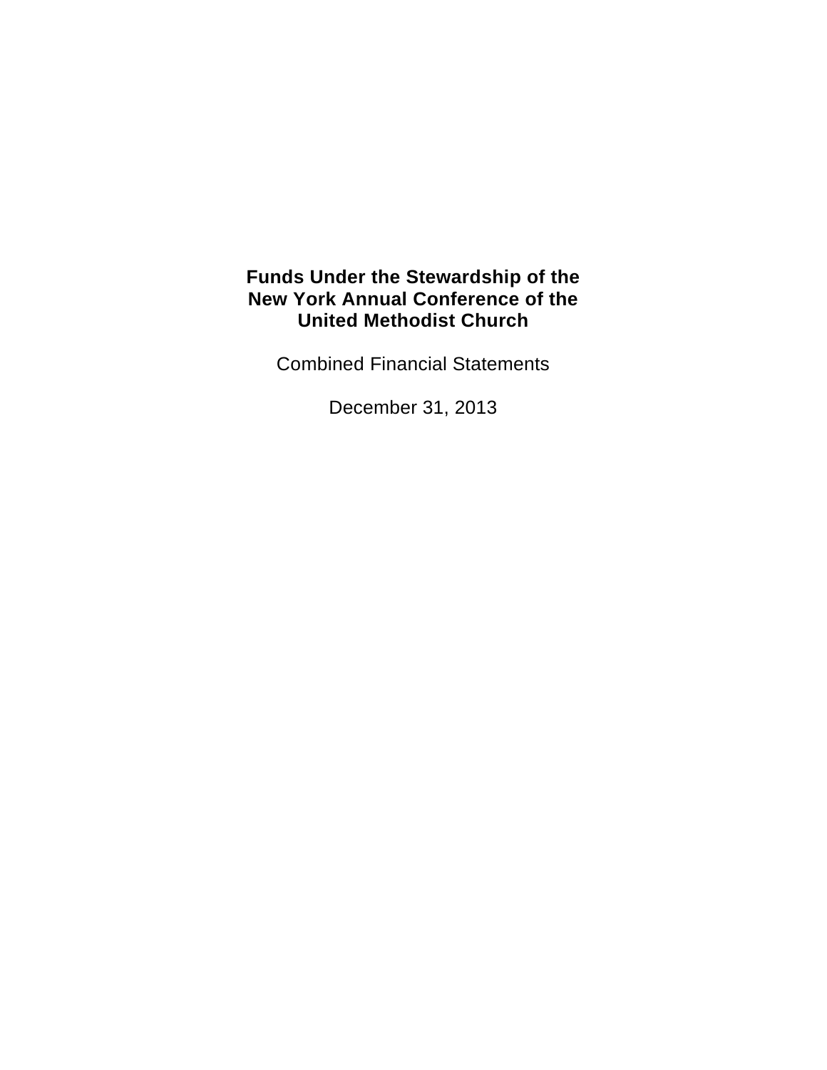# Funds Under the Stewardship of the New York Annual Conference of the United Methodist Church

Combined Financial Statements

December 31, 2013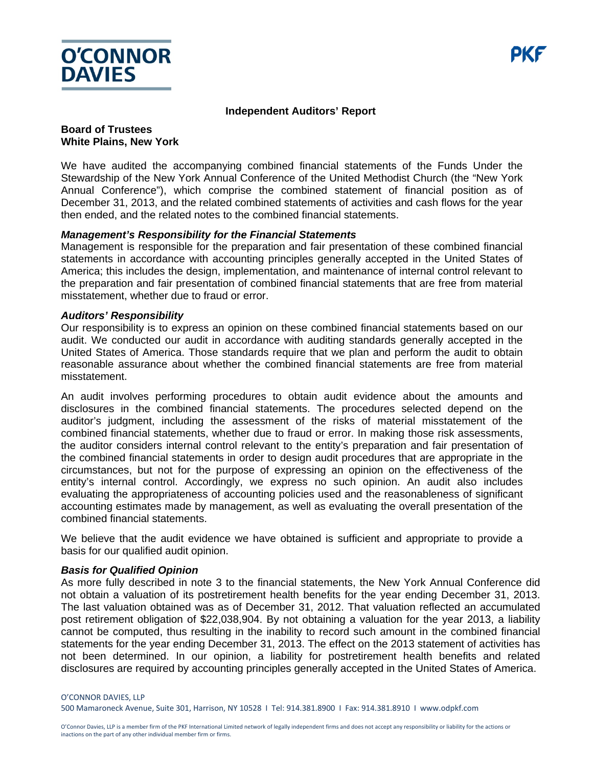O'CONNOR DAVIES

PKF

## Independent Auditors' Report

**Board of Trustees**
**White Plains, New York**

We have audited the accompanying combined financial statements of the Funds Under the Stewardship of the New York Annual Conference of the United Methodist Church (the "New York Annual Conference"), which comprise the combined statement of financial position as of December 31, 2013, and the related combined statements of activities and cash flows for the year then ended, and the related notes to the combined financial statements.

### *Management's Responsibility for the Financial Statements*

Management is responsible for the preparation and fair presentation of these combined financial statements in accordance with accounting principles generally accepted in the United States of America; this includes the design, implementation, and maintenance of internal control relevant to the preparation and fair presentation of combined financial statements that are free from material misstatement, whether due to fraud or error.

### *Auditors' Responsibility*

Our responsibility is to express an opinion on these combined financial statements based on our audit. We conducted our audit in accordance with auditing standards generally accepted in the United States of America. Those standards require that we plan and perform the audit to obtain reasonable assurance about whether the combined financial statements are free from material misstatement.

An audit involves performing procedures to obtain audit evidence about the amounts and disclosures in the combined financial statements. The procedures selected depend on the auditor's judgment, including the assessment of the risks of material misstatement of the combined financial statements, whether due to fraud or error. In making those risk assessments, the auditor considers internal control relevant to the entity's preparation and fair presentation of the combined financial statements in order to design audit procedures that are appropriate in the circumstances, but not for the purpose of expressing an opinion on the effectiveness of the entity's internal control. Accordingly, we express no such opinion. An audit also includes evaluating the appropriateness of accounting policies used and the reasonableness of significant accounting estimates made by management, as well as evaluating the overall presentation of the combined financial statements.

We believe that the audit evidence we have obtained is sufficient and appropriate to provide a basis for our qualified audit opinion.

### *Basis for Qualified Opinion*

As more fully described in note 3 to the financial statements, the New York Annual Conference did not obtain a valuation of its postretirement health benefits for the year ending December 31, 2013. The last valuation obtained was as of December 31, 2012. That valuation reflected an accumulated post retirement obligation of $22,038,904. By not obtaining a valuation for the year 2013, a liability cannot be computed, thus resulting in the inability to record such amount in the combined financial statements for the year ending December 31, 2013. The effect on the 2013 statement of activities has not been determined. In our opinion, a liability for postretirement health benefits and related disclosures are required by accounting principles generally accepted in the United States of America.

O'CONNOR DAVIES, LLP
500 Mamaroneck Avenue, Suite 301, Harrison, NY 10528 I Tel: 914.381.8900 I Fax: 914.381.8910 I www.odpkf.com

O'Connor Davies, LLP is a member firm of the PKF International Limited network of legally independent firms and does not accept any responsibility or liability for the actions or inactions on the part of any other individual member firm or firms.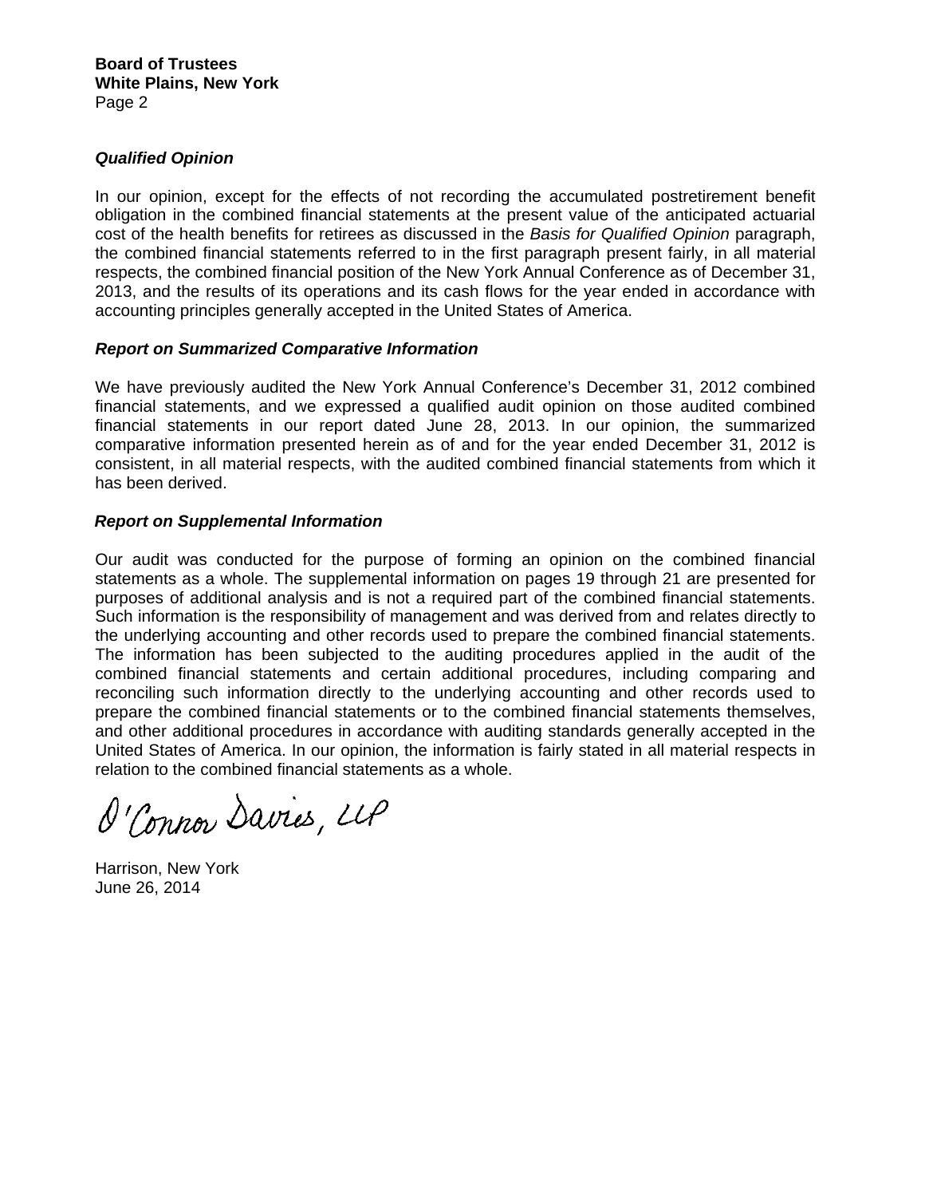**Board of Trustees**
**White Plains, New York**
Page 2

***Qualified Opinion***

In our opinion, except for the effects of not recording the accumulated postretirement benefit obligation in the combined financial statements at the present value of the anticipated actuarial cost of the health benefits for retirees as discussed in the *Basis for Qualified Opinion* paragraph, the combined financial statements referred to in the first paragraph present fairly, in all material respects, the combined financial position of the New York Annual Conference as of December 31, 2013, and the results of its operations and its cash flows for the year ended in accordance with accounting principles generally accepted in the United States of America.

***Report on Summarized Comparative Information***

We have previously audited the New York Annual Conference's December 31, 2012 combined financial statements, and we expressed a qualified audit opinion on those audited combined financial statements in our report dated June 28, 2013. In our opinion, the summarized comparative information presented herein as of and for the year ended December 31, 2012 is consistent, in all material respects, with the audited combined financial statements from which it has been derived.

***Report on Supplemental Information***

Our audit was conducted for the purpose of forming an opinion on the combined financial statements as a whole. The supplemental information on pages 19 through 21 are presented for purposes of additional analysis and is not a required part of the combined financial statements. Such information is the responsibility of management and was derived from and relates directly to the underlying accounting and other records used to prepare the combined financial statements. The information has been subjected to the auditing procedures applied in the audit of the combined financial statements and certain additional procedures, including comparing and reconciling such information directly to the underlying accounting and other records used to prepare the combined financial statements or to the combined financial statements themselves, and other additional procedures in accordance with auditing standards generally accepted in the United States of America. In our opinion, the information is fairly stated in all material respects in relation to the combined financial statements as a whole.

O'Connor Davies, LLP

Harrison, New York
June 26, 2014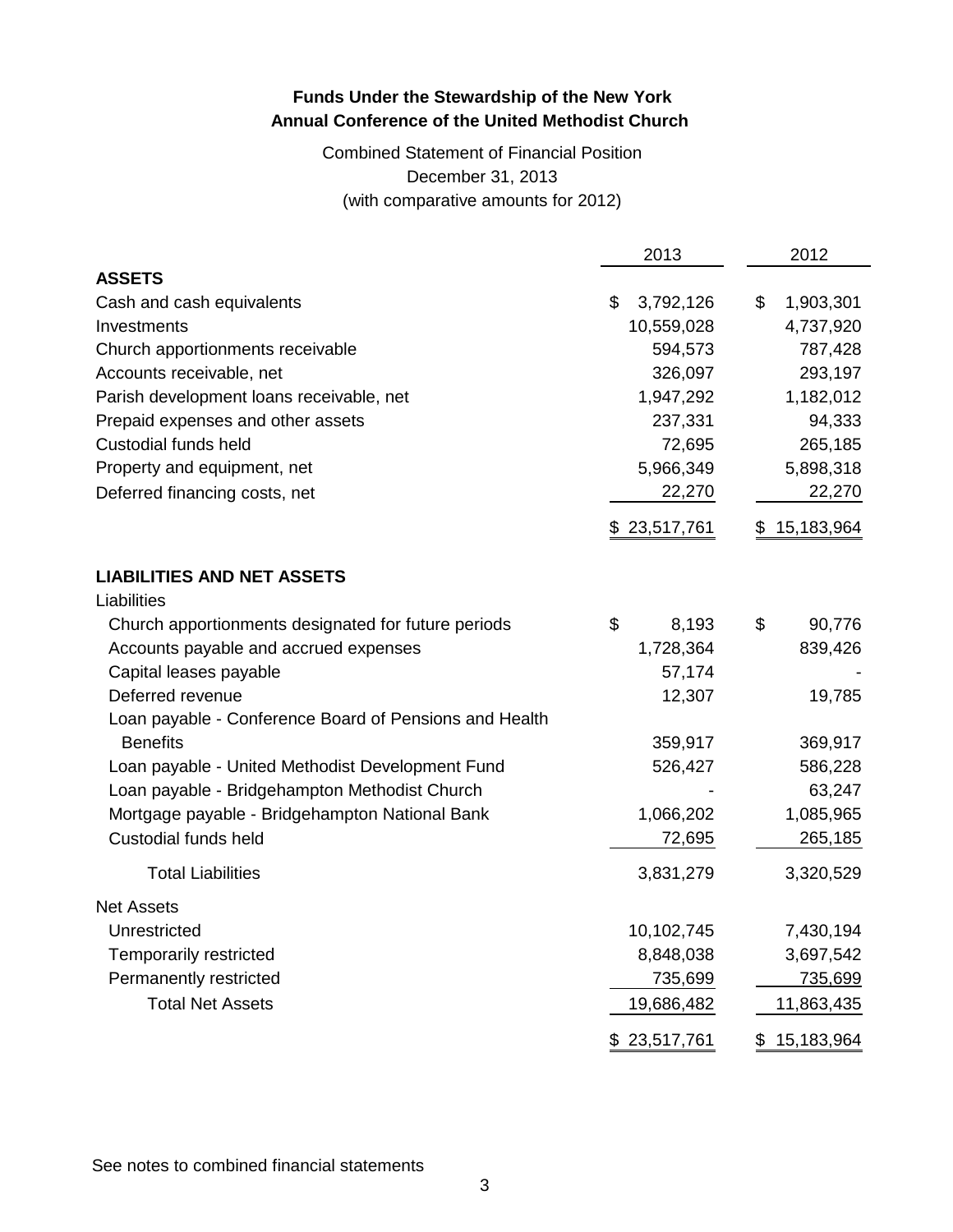**Funds Under the Stewardship of the New York**
**Annual Conference of the United Methodist Church**

Combined Statement of Financial Position
December 31, 2013
(with comparative amounts for 2012)

| | 2013 | 2012 |
|---|---|---|
| **ASSETS** | | |
| Cash and cash equivalents | $ 3,792,126 | $ 1,903,301 |
| Investments | 10,559,028 | 4,737,920 |
| Church apportionments receivable | 594,573 | 787,428 |
| Accounts receivable, net | 326,097 | 293,197 |
| Parish development loans receivable, net | 1,947,292 | 1,182,012 |
| Prepaid expenses and other assets | 237,331 | 94,333 |
| Custodial funds held | 72,695 | 265,185 |
| Property and equipment, net | 5,966,349 | 5,898,318 |
| Deferred financing costs, net | 22,270 | 22,270 |
| | $ 23,517,761 | $ 15,183,964 |
| **LIABILITIES AND NET ASSETS** | | |
| Liabilities | | |
| Church apportionments designated for future periods | $ 8,193 | $ 90,776 |
| Accounts payable and accrued expenses | 1,728,364 | 839,426 |
| Capital leases payable | 57,174 | - |
| Deferred revenue | 12,307 | 19,785 |
| Loan payable - Conference Board of Pensions and Health Benefits | 359,917 | 369,917 |
| Loan payable - United Methodist Development Fund | 526,427 | 586,228 |
| Loan payable - Bridgehampton Methodist Church | - | 63,247 |
| Mortgage payable - Bridgehampton National Bank | 1,066,202 | 1,085,965 |
| Custodial funds held | 72,695 | 265,185 |
| Total Liabilities | 3,831,279 | 3,320,529 |
| Net Assets | | |
| Unrestricted | 10,102,745 | 7,430,194 |
| Temporarily restricted | 8,848,038 | 3,697,542 |
| Permanently restricted | 735,699 | 735,699 |
| Total Net Assets | 19,686,482 | 11,863,435 |
| | $ 23,517,761 | $ 15,183,964 |

See notes to combined financial statements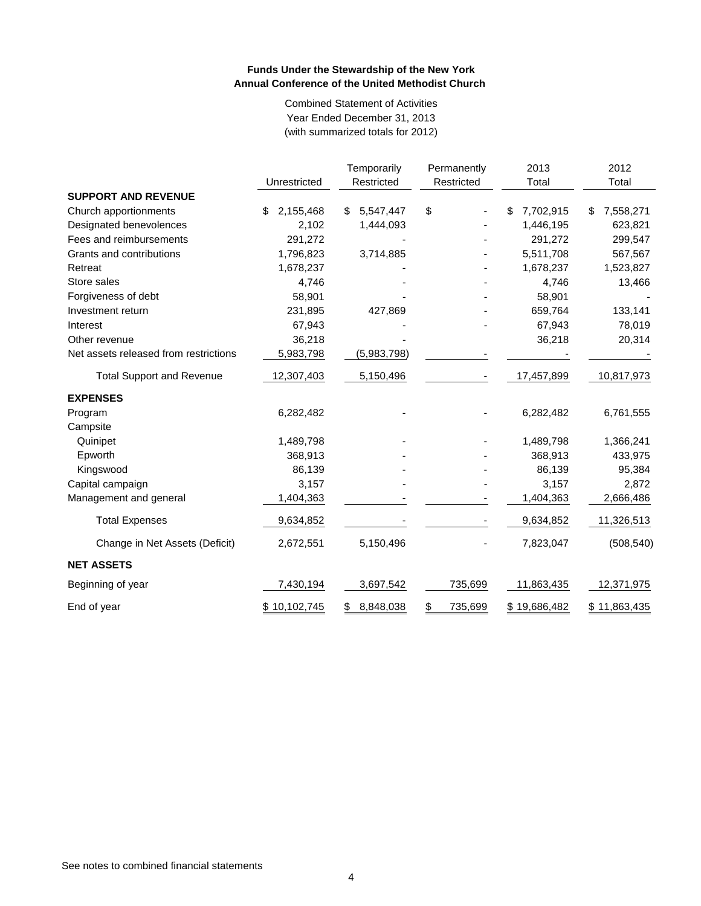**Funds Under the Stewardship of the New York Annual Conference of the United Methodist Church**

Combined Statement of Activities
Year Ended December 31, 2013
(with summarized totals for 2012)

| | Unrestricted | Temporarily Restricted | Permanently Restricted | 2013 Total | 2012 Total |
|---|---|---|---|---|---|
| **SUPPORT AND REVENUE** | | | | | |
| Church apportionments | $ 2,155,468 | $ 5,547,447 | $ - | $ 7,702,915 | $ 7,558,271 |
| Designated benevolences | 2,102 | 1,444,093 | - | 1,446,195 | 623,821 |
| Fees and reimbursements | 291,272 | - | - | 291,272 | 299,547 |
| Grants and contributions | 1,796,823 | 3,714,885 | - | 5,511,708 | 567,567 |
| Retreat | 1,678,237 | - | - | 1,678,237 | 1,523,827 |
| Store sales | 4,746 | - | - | 4,746 | 13,466 |
| Forgiveness of debt | 58,901 | - | - | 58,901 | - |
| Investment return | 231,895 | 427,869 | - | 659,764 | 133,141 |
| Interest | 67,943 | - | - | 67,943 | 78,019 |
| Other revenue | 36,218 | - | - | 36,218 | 20,314 |
| Net assets released from restrictions | 5,983,798 | (5,983,798) | - | - | - |
| Total Support and Revenue | 12,307,403 | 5,150,496 | - | 17,457,899 | 10,817,973 |
| **EXPENSES** | | | | | |
| Program | 6,282,482 | - | - | 6,282,482 | 6,761,555 |
| Campsite | | | | | |
| Quinipet | 1,489,798 | - | - | 1,489,798 | 1,366,241 |
| Epworth | 368,913 | - | - | 368,913 | 433,975 |
| Kingswood | 86,139 | - | - | 86,139 | 95,384 |
| Capital campaign | 3,157 | - | - | 3,157 | 2,872 |
| Management and general | 1,404,363 | - | - | 1,404,363 | 2,666,486 |
| Total Expenses | 9,634,852 | - | - | 9,634,852 | 11,326,513 |
| Change in Net Assets (Deficit) | 2,672,551 | 5,150,496 | - | 7,823,047 | (508,540) |
| **NET ASSETS** | | | | | |
| Beginning of year | 7,430,194 | 3,697,542 | 735,699 | 11,863,435 | 12,371,975 |
| End of year | $ 10,102,745 | $ 8,848,038 | $ 735,699 | $ 19,686,482 | $ 11,863,435 |

See notes to combined financial statements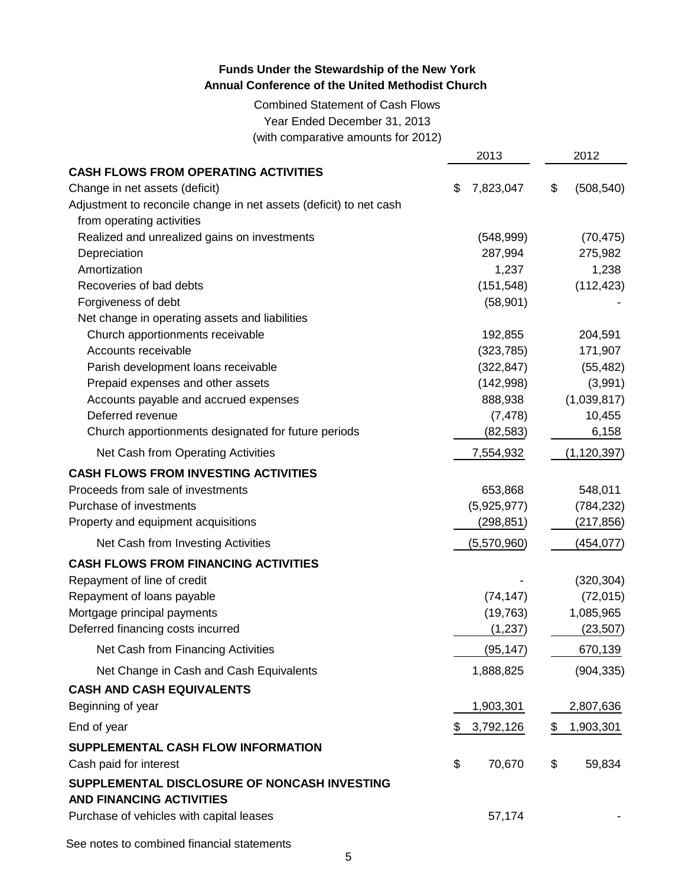# Funds Under the Stewardship of the New York Annual Conference of the United Methodist Church

Combined Statement of Cash Flows
Year Ended December 31, 2013
(with comparative amounts for 2012)

| | 2013 | 2012 |
|---|---|---|
| **CASH FLOWS FROM OPERATING ACTIVITIES** | | |
| Change in net assets (deficit) | $ 7,823,047 | $ (508,540) |
| Adjustment to reconcile change in net assets (deficit) to net cash from operating activities | | |
| Realized and unrealized gains on investments | (548,999) | (70,475) |
| Depreciation | 287,994 | 275,982 |
| Amortization | 1,237 | 1,238 |
| Recoveries of bad debts | (151,548) | (112,423) |
| Forgiveness of debt | (58,901) | - |
| Net change in operating assets and liabilities | | |
| Church apportionments receivable | 192,855 | 204,591 |
| Accounts receivable | (323,785) | 171,907 |
| Parish development loans receivable | (322,847) | (55,482) |
| Prepaid expenses and other assets | (142,998) | (3,991) |
| Accounts payable and accrued expenses | 888,938 | (1,039,817) |
| Deferred revenue | (7,478) | 10,455 |
| Church apportionments designated for future periods | (82,583) | 6,158 |
| Net Cash from Operating Activities | 7,554,932 | (1,120,397) |
| **CASH FLOWS FROM INVESTING ACTIVITIES** | | |
| Proceeds from sale of investments | 653,868 | 548,011 |
| Purchase of investments | (5,925,977) | (784,232) |
| Property and equipment acquisitions | (298,851) | (217,856) |
| Net Cash from Investing Activities | (5,570,960) | (454,077) |
| **CASH FLOWS FROM FINANCING ACTIVITIES** | | |
| Repayment of line of credit | - | (320,304) |
| Repayment of loans payable | (74,147) | (72,015) |
| Mortgage principal payments | (19,763) | 1,085,965 |
| Deferred financing costs incurred | (1,237) | (23,507) |
| Net Cash from Financing Activities | (95,147) | 670,139 |
| Net Change in Cash and Cash Equivalents | 1,888,825 | (904,335) |
| **CASH AND CASH EQUIVALENTS** | | |
| Beginning of year | 1,903,301 | 2,807,636 |
| End of year | $ 3,792,126 | $ 1,903,301 |
| **SUPPLEMENTAL CASH FLOW INFORMATION** | | |
| Cash paid for interest | $ 70,670 | $ 59,834 |
| **SUPPLEMENTAL DISCLOSURE OF NONCASH INVESTING AND FINANCING ACTIVITIES** | | |
| Purchase of vehicles with capital leases | 57,174 | - |

See notes to combined financial statements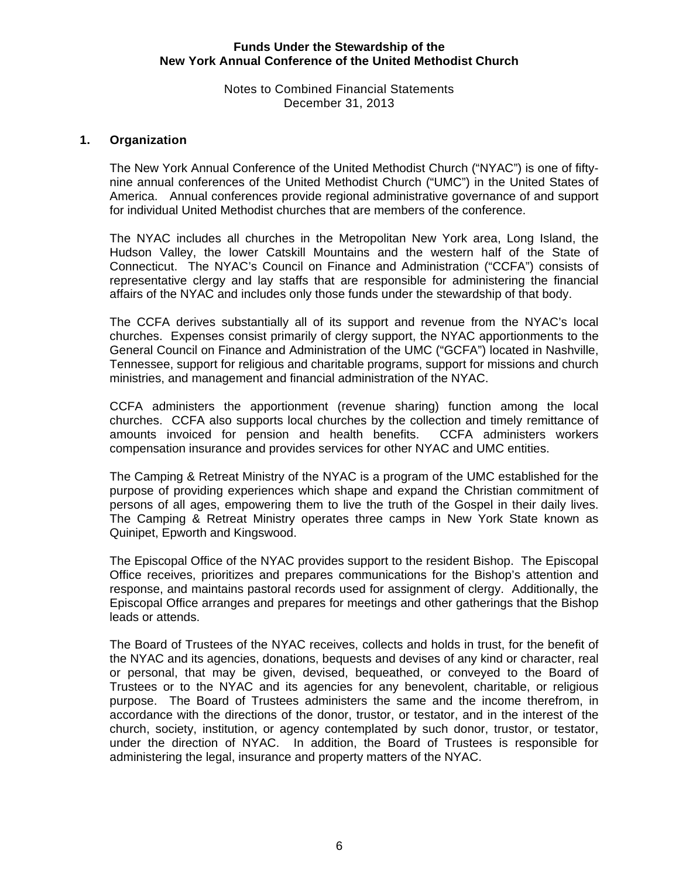**Funds Under the Stewardship of the**
**New York Annual Conference of the United Methodist Church**

Notes to Combined Financial Statements
December 31, 2013

## 1. Organization

The New York Annual Conference of the United Methodist Church ("NYAC") is one of fifty-nine annual conferences of the United Methodist Church ("UMC") in the United States of America. Annual conferences provide regional administrative governance of and support for individual United Methodist churches that are members of the conference.

The NYAC includes all churches in the Metropolitan New York area, Long Island, the Hudson Valley, the lower Catskill Mountains and the western half of the State of Connecticut. The NYAC's Council on Finance and Administration ("CCFA") consists of representative clergy and lay staffs that are responsible for administering the financial affairs of the NYAC and includes only those funds under the stewardship of that body.

The CCFA derives substantially all of its support and revenue from the NYAC's local churches. Expenses consist primarily of clergy support, the NYAC apportionments to the General Council on Finance and Administration of the UMC ("GCFA") located in Nashville, Tennessee, support for religious and charitable programs, support for missions and church ministries, and management and financial administration of the NYAC.

CCFA administers the apportionment (revenue sharing) function among the local churches. CCFA also supports local churches by the collection and timely remittance of amounts invoiced for pension and health benefits. CCFA administers workers compensation insurance and provides services for other NYAC and UMC entities.

The Camping & Retreat Ministry of the NYAC is a program of the UMC established for the purpose of providing experiences which shape and expand the Christian commitment of persons of all ages, empowering them to live the truth of the Gospel in their daily lives. The Camping & Retreat Ministry operates three camps in New York State known as Quinipet, Epworth and Kingswood.

The Episcopal Office of the NYAC provides support to the resident Bishop. The Episcopal Office receives, prioritizes and prepares communications for the Bishop's attention and response, and maintains pastoral records used for assignment of clergy. Additionally, the Episcopal Office arranges and prepares for meetings and other gatherings that the Bishop leads or attends.

The Board of Trustees of the NYAC receives, collects and holds in trust, for the benefit of the NYAC and its agencies, donations, bequests and devises of any kind or character, real or personal, that may be given, devised, bequeathed, or conveyed to the Board of Trustees or to the NYAC and its agencies for any benevolent, charitable, or religious purpose. The Board of Trustees administers the same and the income therefrom, in accordance with the directions of the donor, trustor, or testator, and in the interest of the church, society, institution, or agency contemplated by such donor, trustor, or testator, under the direction of NYAC. In addition, the Board of Trustees is responsible for administering the legal, insurance and property matters of the NYAC.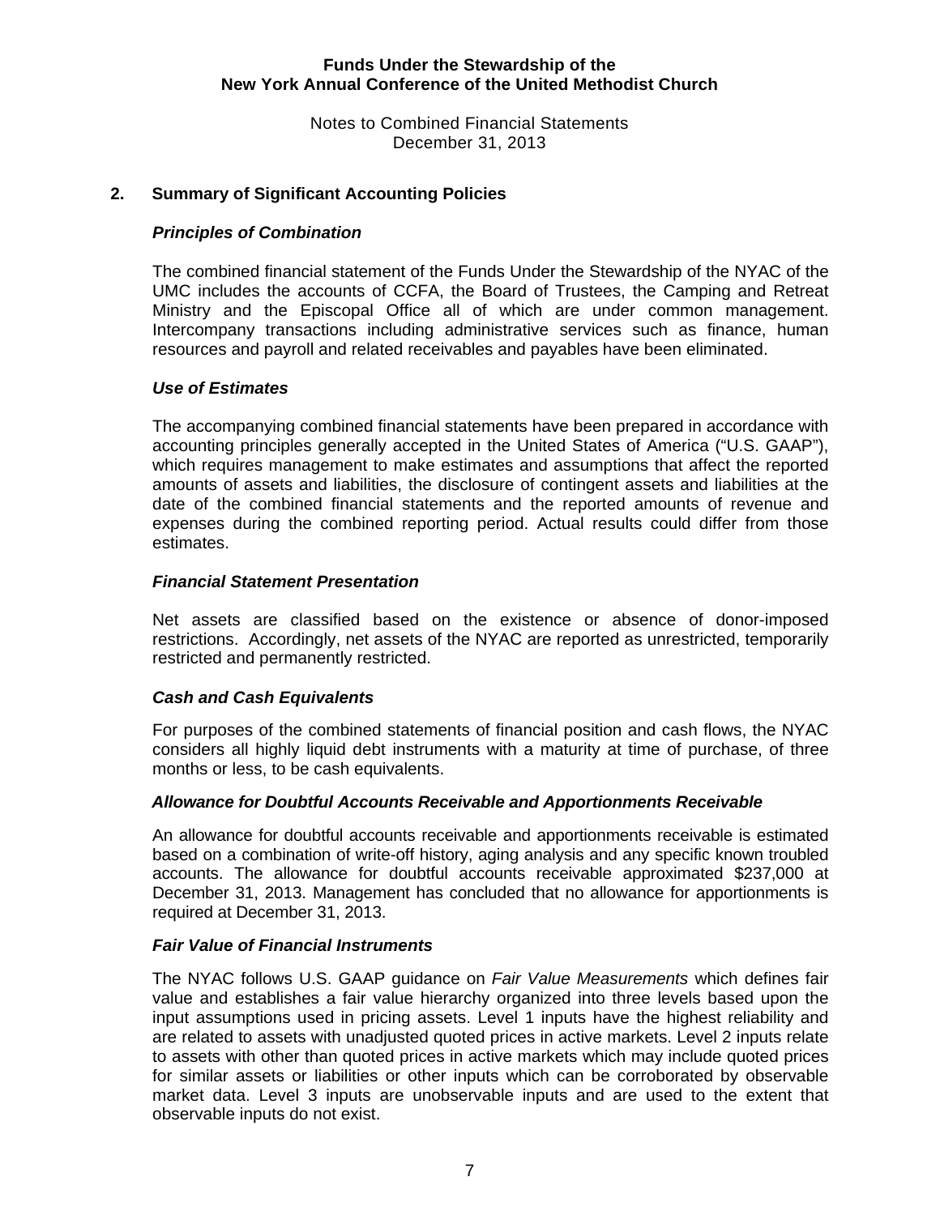## 2. Summary of Significant Accounting Policies

### *Principles of Combination*

The combined financial statement of the Funds Under the Stewardship of the NYAC of the UMC includes the accounts of CCFA, the Board of Trustees, the Camping and Retreat Ministry and the Episcopal Office all of which are under common management. Intercompany transactions including administrative services such as finance, human resources and payroll and related receivables and payables have been eliminated.

### *Use of Estimates*

The accompanying combined financial statements have been prepared in accordance with accounting principles generally accepted in the United States of America ("U.S. GAAP"), which requires management to make estimates and assumptions that affect the reported amounts of assets and liabilities, the disclosure of contingent assets and liabilities at the date of the combined financial statements and the reported amounts of revenue and expenses during the combined reporting period. Actual results could differ from those estimates.

### *Financial Statement Presentation*

Net assets are classified based on the existence or absence of donor-imposed restrictions. Accordingly, net assets of the NYAC are reported as unrestricted, temporarily restricted and permanently restricted.

### *Cash and Cash Equivalents*

For purposes of the combined statements of financial position and cash flows, the NYAC considers all highly liquid debt instruments with a maturity at time of purchase, of three months or less, to be cash equivalents.

### *Allowance for Doubtful Accounts Receivable and Apportionments Receivable*

An allowance for doubtful accounts receivable and apportionments receivable is estimated based on a combination of write-off history, aging analysis and any specific known troubled accounts. The allowance for doubtful accounts receivable approximated $237,000 at December 31, 2013. Management has concluded that no allowance for apportionments is required at December 31, 2013.

### *Fair Value of Financial Instruments*

The NYAC follows U.S. GAAP guidance on *Fair Value Measurements* which defines fair value and establishes a fair value hierarchy organized into three levels based upon the input assumptions used in pricing assets. Level 1 inputs have the highest reliability and are related to assets with unadjusted quoted prices in active markets. Level 2 inputs relate to assets with other than quoted prices in active markets which may include quoted prices for similar assets or liabilities or other inputs which can be corroborated by observable market data. Level 3 inputs are unobservable inputs and are used to the extent that observable inputs do not exist.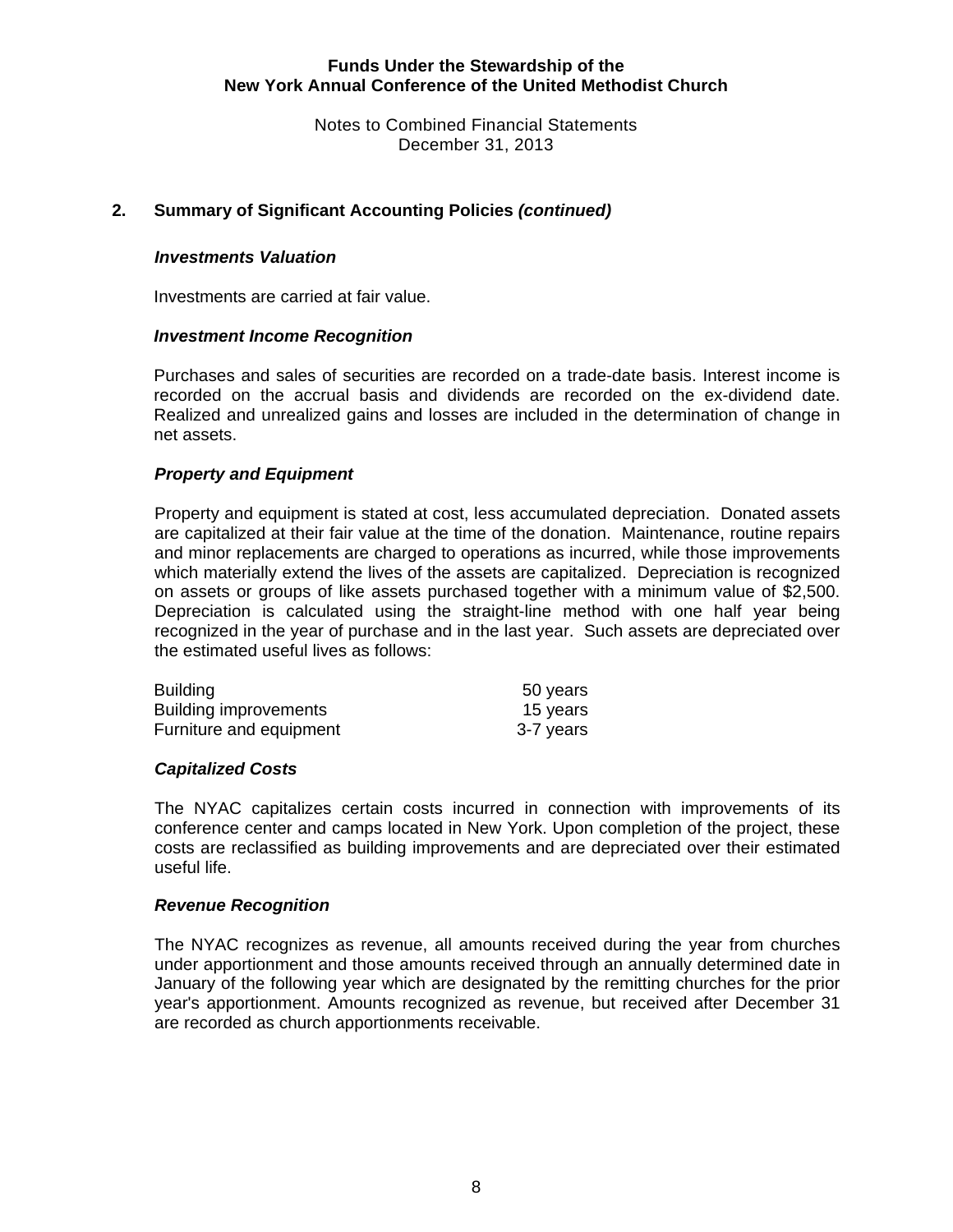## 2. Summary of Significant Accounting Policies *(continued)*

### *Investments Valuation*

Investments are carried at fair value.

### *Investment Income Recognition*

Purchases and sales of securities are recorded on a trade-date basis. Interest income is recorded on the accrual basis and dividends are recorded on the ex-dividend date. Realized and unrealized gains and losses are included in the determination of change in net assets.

### *Property and Equipment*

Property and equipment is stated at cost, less accumulated depreciation. Donated assets are capitalized at their fair value at the time of the donation. Maintenance, routine repairs and minor replacements are charged to operations as incurred, while those improvements which materially extend the lives of the assets are capitalized. Depreciation is recognized on assets or groups of like assets purchased together with a minimum value of $2,500. Depreciation is calculated using the straight-line method with one half year being recognized in the year of purchase and in the last year. Such assets are depreciated over the estimated useful lives as follows:

| | |
|---|---|
| Building | 50 years |
| Building improvements | 15 years |
| Furniture and equipment | 3-7 years |

### *Capitalized Costs*

The NYAC capitalizes certain costs incurred in connection with improvements of its conference center and camps located in New York. Upon completion of the project, these costs are reclassified as building improvements and are depreciated over their estimated useful life.

### *Revenue Recognition*

The NYAC recognizes as revenue, all amounts received during the year from churches under apportionment and those amounts received through an annually determined date in January of the following year which are designated by the remitting churches for the prior year's apportionment. Amounts recognized as revenue, but received after December 31 are recorded as church apportionments receivable.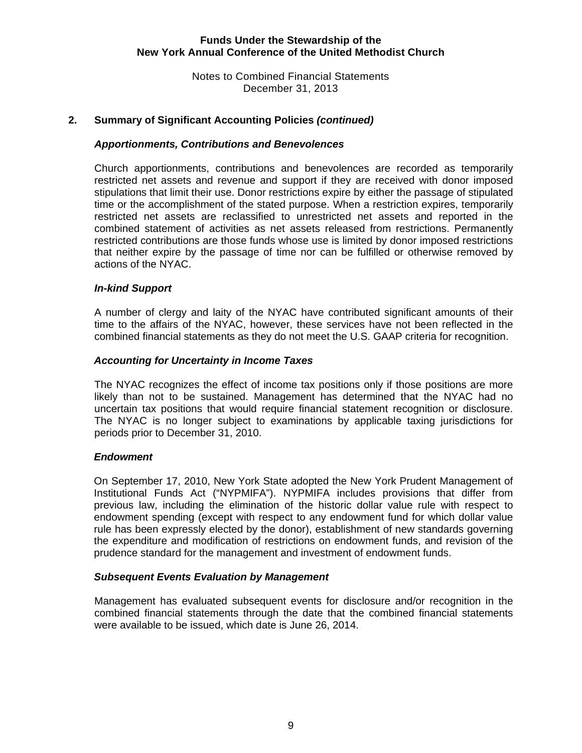## 2. Summary of Significant Accounting Policies *(continued)*

### *Apportionments, Contributions and Benevolences*

Church apportionments, contributions and benevolences are recorded as temporarily restricted net assets and revenue and support if they are received with donor imposed stipulations that limit their use. Donor restrictions expire by either the passage of stipulated time or the accomplishment of the stated purpose. When a restriction expires, temporarily restricted net assets are reclassified to unrestricted net assets and reported in the combined statement of activities as net assets released from restrictions. Permanently restricted contributions are those funds whose use is limited by donor imposed restrictions that neither expire by the passage of time nor can be fulfilled or otherwise removed by actions of the NYAC.

### *In-kind Support*

A number of clergy and laity of the NYAC have contributed significant amounts of their time to the affairs of the NYAC, however, these services have not been reflected in the combined financial statements as they do not meet the U.S. GAAP criteria for recognition.

### *Accounting for Uncertainty in Income Taxes*

The NYAC recognizes the effect of income tax positions only if those positions are more likely than not to be sustained. Management has determined that the NYAC had no uncertain tax positions that would require financial statement recognition or disclosure. The NYAC is no longer subject to examinations by applicable taxing jurisdictions for periods prior to December 31, 2010.

### *Endowment*

On September 17, 2010, New York State adopted the New York Prudent Management of Institutional Funds Act ("NYPMIFA"). NYPMIFA includes provisions that differ from previous law, including the elimination of the historic dollar value rule with respect to endowment spending (except with respect to any endowment fund for which dollar value rule has been expressly elected by the donor), establishment of new standards governing the expenditure and modification of restrictions on endowment funds, and revision of the prudence standard for the management and investment of endowment funds.

### *Subsequent Events Evaluation by Management*

Management has evaluated subsequent events for disclosure and/or recognition in the combined financial statements through the date that the combined financial statements were available to be issued, which date is June 26, 2014.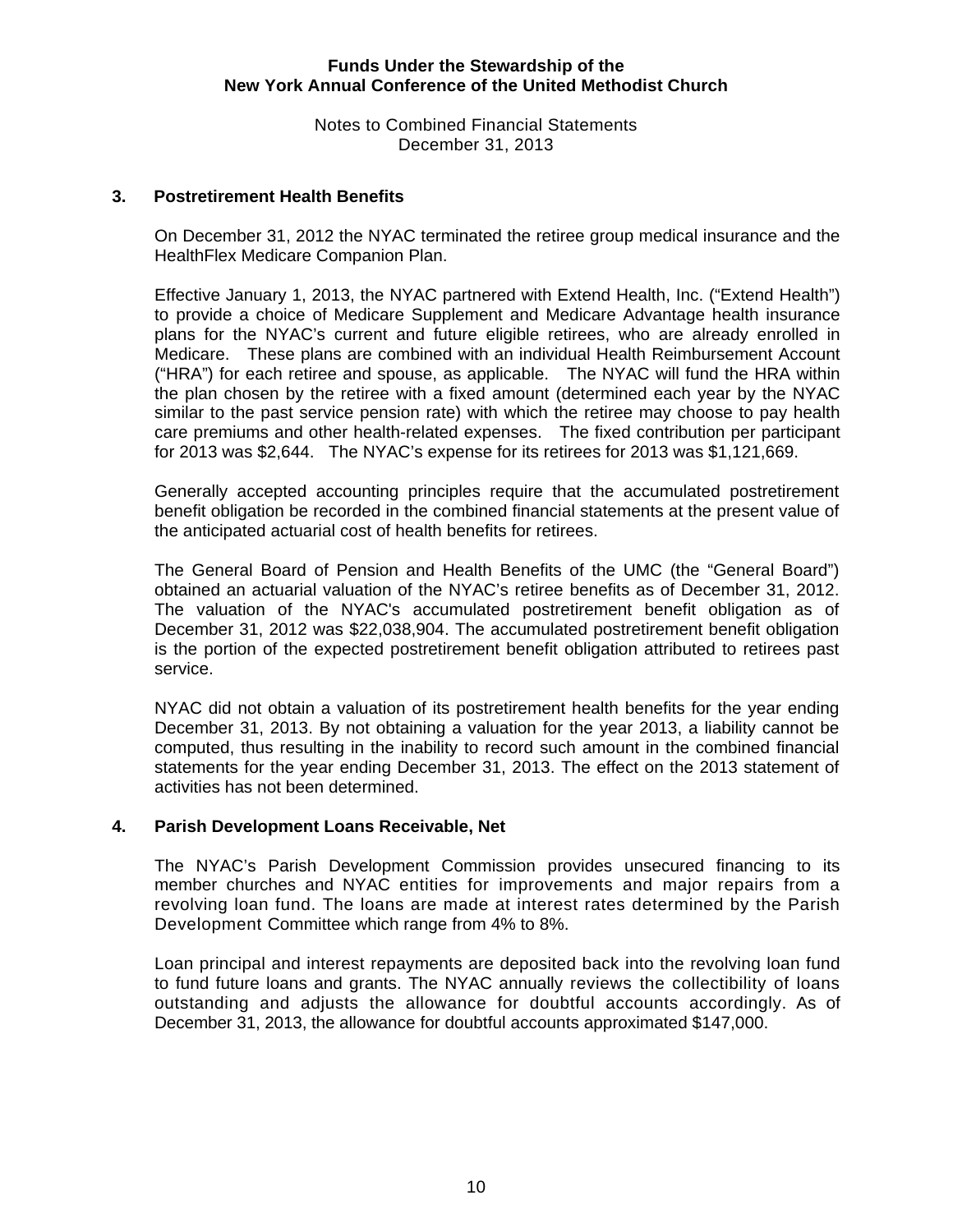# Funds Under the Stewardship of the New York Annual Conference of the United Methodist Church

Notes to Combined Financial Statements
December 31, 2013

## 3. Postretirement Health Benefits

On December 31, 2012 the NYAC terminated the retiree group medical insurance and the HealthFlex Medicare Companion Plan.

Effective January 1, 2013, the NYAC partnered with Extend Health, Inc. ("Extend Health") to provide a choice of Medicare Supplement and Medicare Advantage health insurance plans for the NYAC's current and future eligible retirees, who are already enrolled in Medicare. These plans are combined with an individual Health Reimbursement Account ("HRA") for each retiree and spouse, as applicable. The NYAC will fund the HRA within the plan chosen by the retiree with a fixed amount (determined each year by the NYAC similar to the past service pension rate) with which the retiree may choose to pay health care premiums and other health-related expenses. The fixed contribution per participant for 2013 was $2,644. The NYAC's expense for its retirees for 2013 was $1,121,669.

Generally accepted accounting principles require that the accumulated postretirement benefit obligation be recorded in the combined financial statements at the present value of the anticipated actuarial cost of health benefits for retirees.

The General Board of Pension and Health Benefits of the UMC (the "General Board") obtained an actuarial valuation of the NYAC's retiree benefits as of December 31, 2012. The valuation of the NYAC's accumulated postretirement benefit obligation as of December 31, 2012 was $22,038,904. The accumulated postretirement benefit obligation is the portion of the expected postretirement benefit obligation attributed to retirees past service.

NYAC did not obtain a valuation of its postretirement health benefits for the year ending December 31, 2013. By not obtaining a valuation for the year 2013, a liability cannot be computed, thus resulting in the inability to record such amount in the combined financial statements for the year ending December 31, 2013. The effect on the 2013 statement of activities has not been determined.

## 4. Parish Development Loans Receivable, Net

The NYAC's Parish Development Commission provides unsecured financing to its member churches and NYAC entities for improvements and major repairs from a revolving loan fund. The loans are made at interest rates determined by the Parish Development Committee which range from 4% to 8%.

Loan principal and interest repayments are deposited back into the revolving loan fund to fund future loans and grants. The NYAC annually reviews the collectibility of loans outstanding and adjusts the allowance for doubtful accounts accordingly. As of December 31, 2013, the allowance for doubtful accounts approximated $147,000.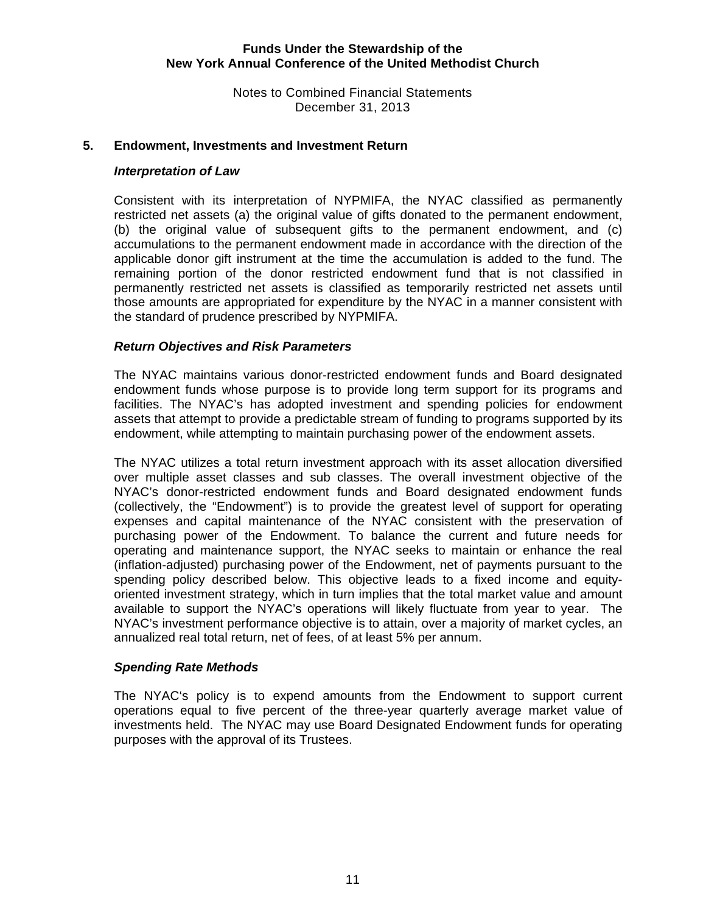## 5. Endowment, Investments and Investment Return

### *Interpretation of Law*

Consistent with its interpretation of NYPMIFA, the NYAC classified as permanently restricted net assets (a) the original value of gifts donated to the permanent endowment, (b) the original value of subsequent gifts to the permanent endowment, and (c) accumulations to the permanent endowment made in accordance with the direction of the applicable donor gift instrument at the time the accumulation is added to the fund. The remaining portion of the donor restricted endowment fund that is not classified in permanently restricted net assets is classified as temporarily restricted net assets until those amounts are appropriated for expenditure by the NYAC in a manner consistent with the standard of prudence prescribed by NYPMIFA.

### *Return Objectives and Risk Parameters*

The NYAC maintains various donor-restricted endowment funds and Board designated endowment funds whose purpose is to provide long term support for its programs and facilities. The NYAC's has adopted investment and spending policies for endowment assets that attempt to provide a predictable stream of funding to programs supported by its endowment, while attempting to maintain purchasing power of the endowment assets.

The NYAC utilizes a total return investment approach with its asset allocation diversified over multiple asset classes and sub classes. The overall investment objective of the NYAC's donor-restricted endowment funds and Board designated endowment funds (collectively, the "Endowment") is to provide the greatest level of support for operating expenses and capital maintenance of the NYAC consistent with the preservation of purchasing power of the Endowment. To balance the current and future needs for operating and maintenance support, the NYAC seeks to maintain or enhance the real (inflation-adjusted) purchasing power of the Endowment, net of payments pursuant to the spending policy described below. This objective leads to a fixed income and equity-oriented investment strategy, which in turn implies that the total market value and amount available to support the NYAC's operations will likely fluctuate from year to year. The NYAC's investment performance objective is to attain, over a majority of market cycles, an annualized real total return, net of fees, of at least 5% per annum.

### *Spending Rate Methods*

The NYAC's policy is to expend amounts from the Endowment to support current operations equal to five percent of the three-year quarterly average market value of investments held. The NYAC may use Board Designated Endowment funds for operating purposes with the approval of its Trustees.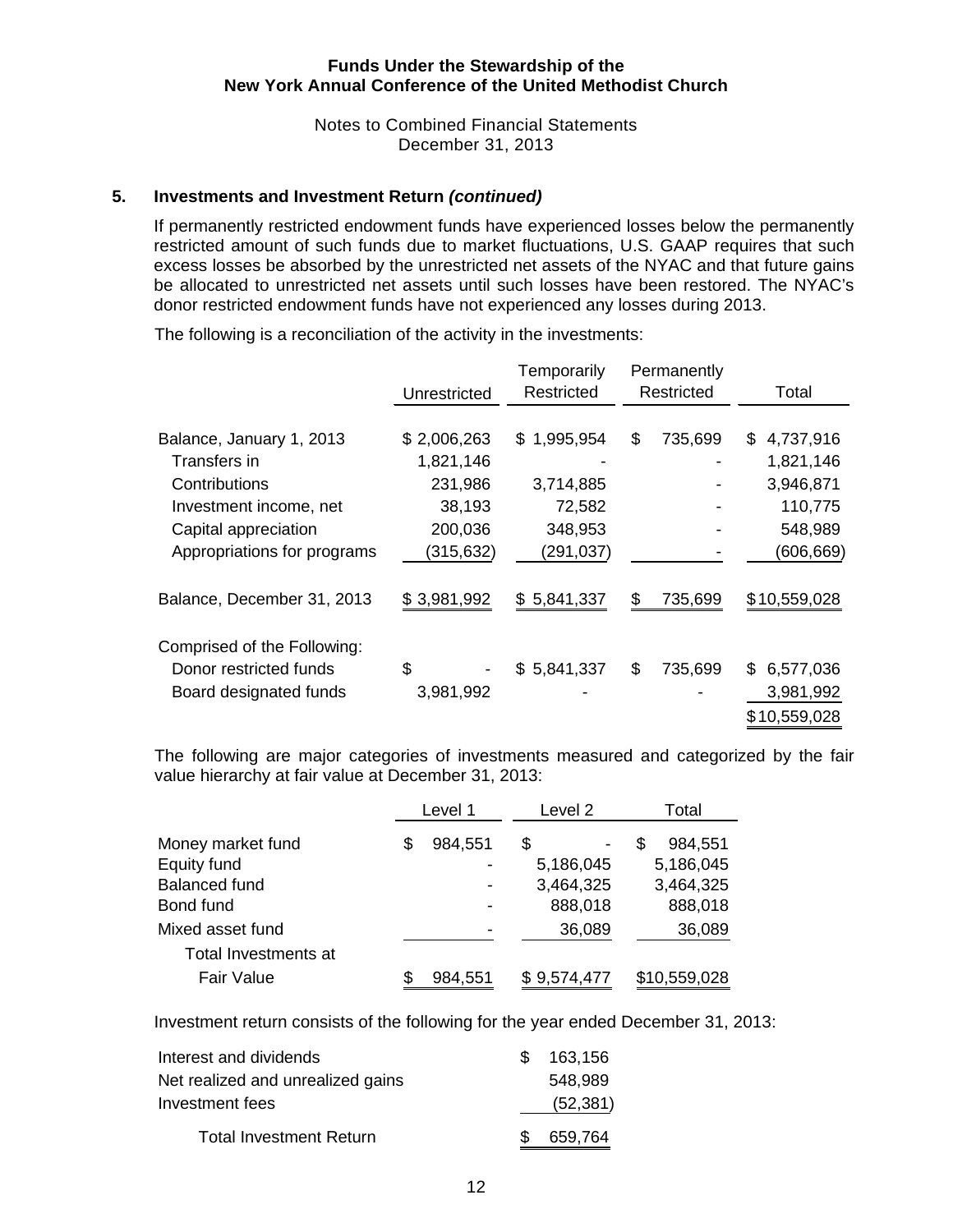### 5. Investments and Investment Return *(continued)*

If permanently restricted endowment funds have experienced losses below the permanently restricted amount of such funds due to market fluctuations, U.S. GAAP requires that such excess losses be absorbed by the unrestricted net assets of the NYAC and that future gains be allocated to unrestricted net assets until such losses have been restored. The NYAC's donor restricted endowment funds have not experienced any losses during 2013.

The following is a reconciliation of the activity in the investments:

| | Unrestricted | Temporarily Restricted | Permanently Restricted | Total |
|---|---|---|---|---|
| Balance, January 1, 2013 | $ 2,006,263 | $ 1,995,954 | $ 735,699 | $ 4,737,916 |
| Transfers in | 1,821,146 | - | - | 1,821,146 |
| Contributions | 231,986 | 3,714,885 | - | 3,946,871 |
| Investment income, net | 38,193 | 72,582 | - | 110,775 |
| Capital appreciation | 200,036 | 348,953 | - | 548,989 |
| Appropriations for programs | (315,632) | (291,037) | - | (606,669) |
| Balance, December 31, 2013 | $ 3,981,992 | $ 5,841,337 | $ 735,699 | $10,559,028 |
| Comprised of the Following: | | | | |
| Donor restricted funds | $ - | $ 5,841,337 | $ 735,699 | $ 6,577,036 |
| Board designated funds | 3,981,992 | - | - | 3,981,992 |
| | | | | $10,559,028 |

The following are major categories of investments measured and categorized by the fair value hierarchy at fair value at December 31, 2013:

| | Level 1 | Level 2 | Total |
|---|---|---|---|
| Money market fund | $ 984,551 | $ - | $ 984,551 |
| Equity fund | - | 5,186,045 | 5,186,045 |
| Balanced fund | - | 3,464,325 | 3,464,325 |
| Bond fund | - | 888,018 | 888,018 |
| Mixed asset fund | - | 36,089 | 36,089 |
| Total Investments at Fair Value | $ 984,551 | $ 9,574,477 | $10,559,028 |

Investment return consists of the following for the year ended December 31, 2013:

| | |
|---|---|
| Interest and dividends | $ 163,156 |
| Net realized and unrealized gains | 548,989 |
| Investment fees | (52,381) |
| Total Investment Return | $ 659,764 |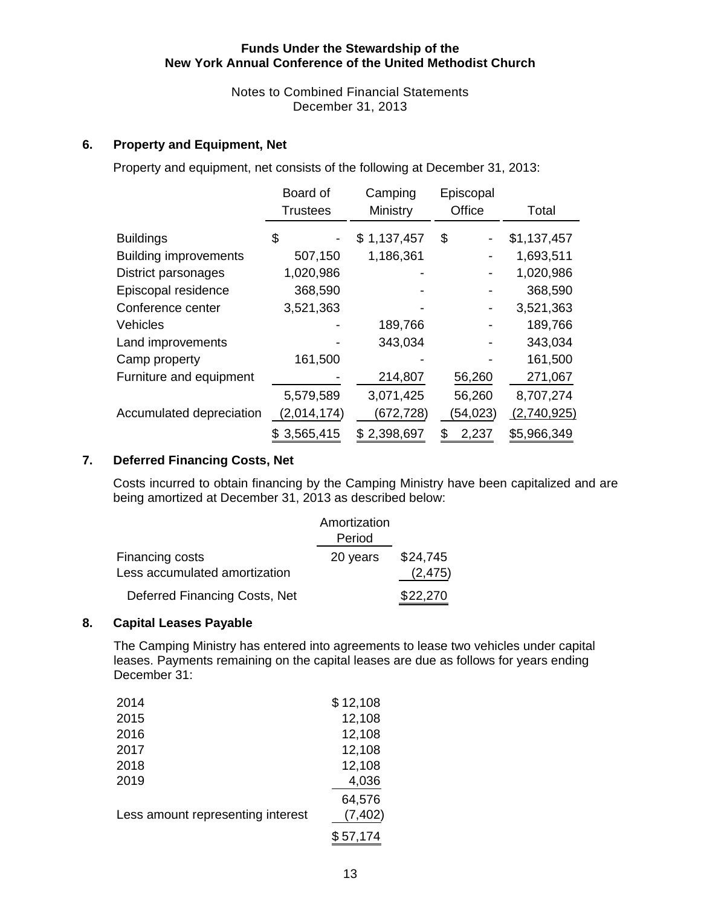# Funds Under the Stewardship of the New York Annual Conference of the United Methodist Church

Notes to Combined Financial Statements
December 31, 2013

## 6. Property and Equipment, Net

Property and equipment, net consists of the following at December 31, 2013:

| | Board of Trustees | Camping Ministry | Episcopal Office | Total |
|---|---|---|---|---|
| Buildings | $ - | $ 1,137,457 | $ - | $1,137,457 |
| Building improvements | 507,150 | 1,186,361 | - | 1,693,511 |
| District parsonages | 1,020,986 | - | - | 1,020,986 |
| Episcopal residence | 368,590 | - | - | 368,590 |
| Conference center | 3,521,363 | - | - | 3,521,363 |
| Vehicles | - | 189,766 | - | 189,766 |
| Land improvements | - | 343,034 | - | 343,034 |
| Camp property | 161,500 | - | - | 161,500 |
| Furniture and equipment | - | 214,807 | 56,260 | 271,067 |
| | 5,579,589 | 3,071,425 | 56,260 | 8,707,274 |
| Accumulated depreciation | (2,014,174) | (672,728) | (54,023) | (2,740,925) |
| | $ 3,565,415 | $ 2,398,697 | $ 2,237 | $5,966,349 |

## 7. Deferred Financing Costs, Net

Costs incurred to obtain financing by the Camping Ministry have been capitalized and are being amortized at December 31, 2013 as described below:

| | Amortization Period | |
|---|---|---|
| Financing costs | 20 years | $24,745 |
| Less accumulated amortization | | (2,475) |
| Deferred Financing Costs, Net | | $22,270 |

## 8. Capital Leases Payable

The Camping Ministry has entered into agreements to lease two vehicles under capital leases. Payments remaining on the capital leases are due as follows for years ending December 31:

| | |
|---|---|
| 2014 | $ 12,108 |
| 2015 | 12,108 |
| 2016 | 12,108 |
| 2017 | 12,108 |
| 2018 | 12,108 |
| 2019 | 4,036 |
| | 64,576 |
| Less amount representing interest | (7,402) |
| | $ 57,174 |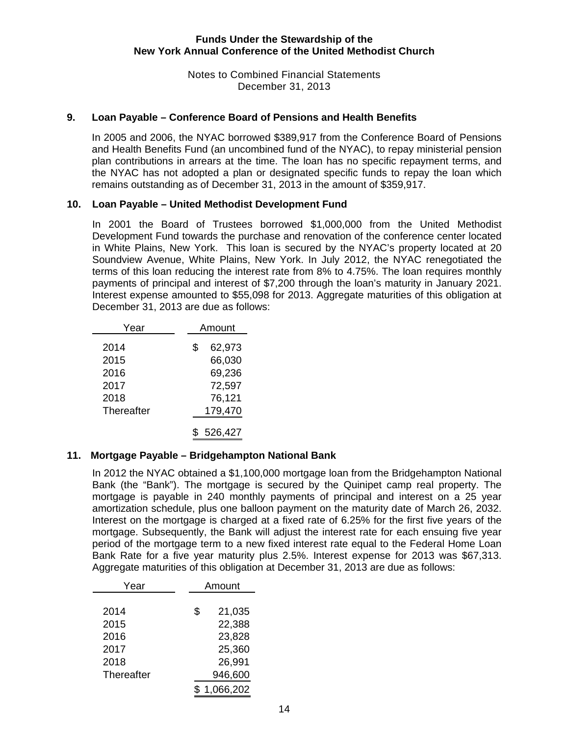# Funds Under the Stewardship of the New York Annual Conference of the United Methodist Church

Notes to Combined Financial Statements
December 31, 2013

## 9. Loan Payable – Conference Board of Pensions and Health Benefits

In 2005 and 2006, the NYAC borrowed $389,917 from the Conference Board of Pensions and Health Benefits Fund (an uncombined fund of the NYAC), to repay ministerial pension plan contributions in arrears at the time. The loan has no specific repayment terms, and the NYAC has not adopted a plan or designated specific funds to repay the loan which remains outstanding as of December 31, 2013 in the amount of $359,917.

## 10. Loan Payable – United Methodist Development Fund

In 2001 the Board of Trustees borrowed $1,000,000 from the United Methodist Development Fund towards the purchase and renovation of the conference center located in White Plains, New York. This loan is secured by the NYAC's property located at 20 Soundview Avenue, White Plains, New York. In July 2012, the NYAC renegotiated the terms of this loan reducing the interest rate from 8% to 4.75%. The loan requires monthly payments of principal and interest of $7,200 through the loan's maturity in January 2021. Interest expense amounted to $55,098 for 2013. Aggregate maturities of this obligation at December 31, 2013 are due as follows:

| Year | Amount |
|---|---|
| 2014 | $ 62,973 |
| 2015 | 66,030 |
| 2016 | 69,236 |
| 2017 | 72,597 |
| 2018 | 76,121 |
| Thereafter | 179,470 |
| | $ 526,427 |

## 11. Mortgage Payable – Bridgehampton National Bank

In 2012 the NYAC obtained a $1,100,000 mortgage loan from the Bridgehampton National Bank (the "Bank"). The mortgage is secured by the Quinipet camp real property. The mortgage is payable in 240 monthly payments of principal and interest on a 25 year amortization schedule, plus one balloon payment on the maturity date of March 26, 2032. Interest on the mortgage is charged at a fixed rate of 6.25% for the first five years of the mortgage. Subsequently, the Bank will adjust the interest rate for each ensuing five year period of the mortgage term to a new fixed interest rate equal to the Federal Home Loan Bank Rate for a five year maturity plus 2.5%. Interest expense for 2013 was $67,313. Aggregate maturities of this obligation at December 31, 2013 are due as follows:

| Year | Amount |
|---|---|
| 2014 | $ 21,035 |
| 2015 | 22,388 |
| 2016 | 23,828 |
| 2017 | 25,360 |
| 2018 | 26,991 |
| Thereafter | 946,600 |
| | $ 1,066,202 |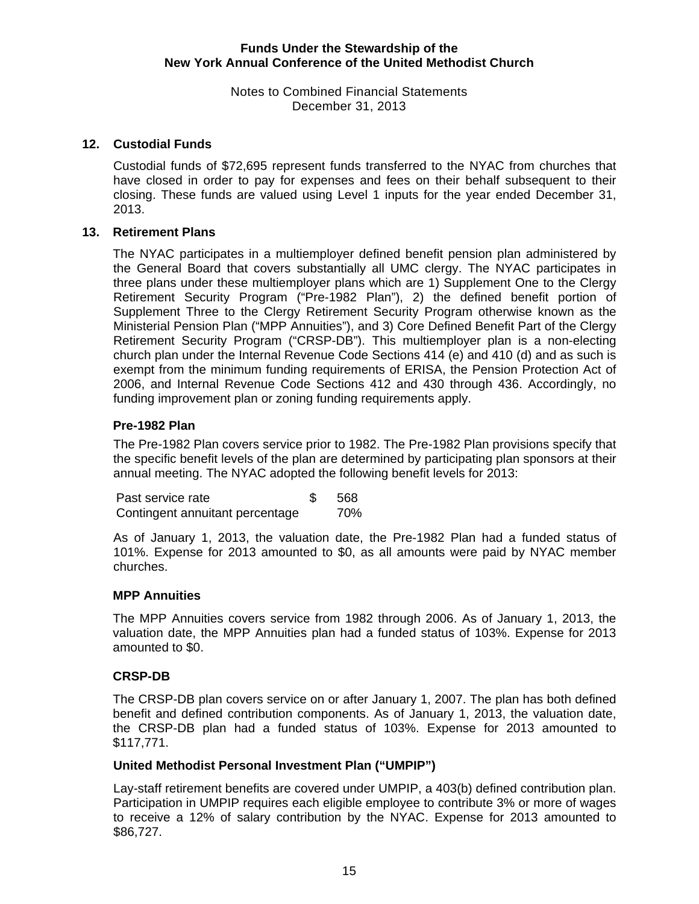## 12. Custodial Funds

Custodial funds of $72,695 represent funds transferred to the NYAC from churches that have closed in order to pay for expenses and fees on their behalf subsequent to their closing. These funds are valued using Level 1 inputs for the year ended December 31, 2013.

## 13. Retirement Plans

The NYAC participates in a multiemployer defined benefit pension plan administered by the General Board that covers substantially all UMC clergy. The NYAC participates in three plans under these multiemployer plans which are 1) Supplement One to the Clergy Retirement Security Program ("Pre-1982 Plan"), 2) the defined benefit portion of Supplement Three to the Clergy Retirement Security Program otherwise known as the Ministerial Pension Plan ("MPP Annuities"), and 3) Core Defined Benefit Part of the Clergy Retirement Security Program ("CRSP-DB"). This multiemployer plan is a non-electing church plan under the Internal Revenue Code Sections 414 (e) and 410 (d) and as such is exempt from the minimum funding requirements of ERISA, the Pension Protection Act of 2006, and Internal Revenue Code Sections 412 and 430 through 436. Accordingly, no funding improvement plan or zoning funding requirements apply.

### Pre-1982 Plan

The Pre-1982 Plan covers service prior to 1982. The Pre-1982 Plan provisions specify that the specific benefit levels of the plan are determined by participating plan sponsors at their annual meeting. The NYAC adopted the following benefit levels for 2013:

| | |
|---|---|
| Past service rate | $ 568 |
| Contingent annuitant percentage | 70% |

As of January 1, 2013, the valuation date, the Pre-1982 Plan had a funded status of 101%. Expense for 2013 amounted to $0, as all amounts were paid by NYAC member churches.

### MPP Annuities

The MPP Annuities covers service from 1982 through 2006. As of January 1, 2013, the valuation date, the MPP Annuities plan had a funded status of 103%. Expense for 2013 amounted to $0.

### CRSP-DB

The CRSP-DB plan covers service on or after January 1, 2007. The plan has both defined benefit and defined contribution components. As of January 1, 2013, the valuation date, the CRSP-DB plan had a funded status of 103%. Expense for 2013 amounted to $117,771.

### United Methodist Personal Investment Plan ("UMPIP")

Lay-staff retirement benefits are covered under UMPIP, a 403(b) defined contribution plan. Participation in UMPIP requires each eligible employee to contribute 3% or more of wages to receive a 12% of salary contribution by the NYAC. Expense for 2013 amounted to $86,727.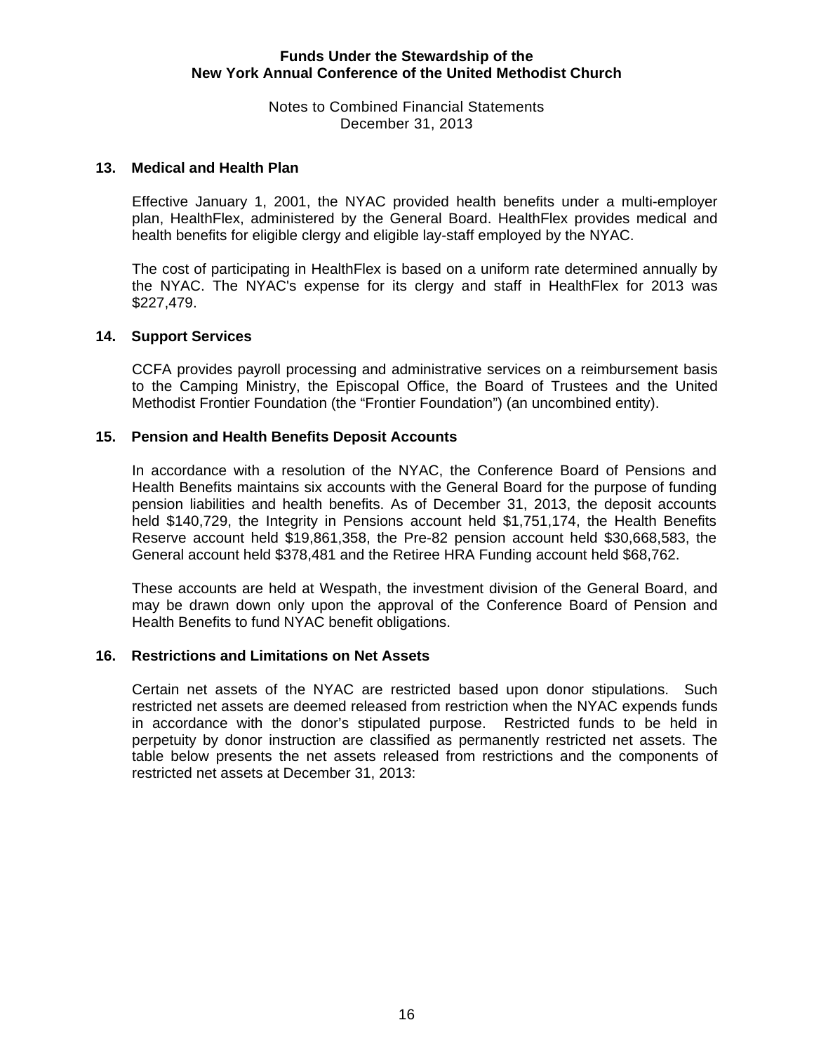## 13. Medical and Health Plan

Effective January 1, 2001, the NYAC provided health benefits under a multi-employer plan, HealthFlex, administered by the General Board. HealthFlex provides medical and health benefits for eligible clergy and eligible lay-staff employed by the NYAC.

The cost of participating in HealthFlex is based on a uniform rate determined annually by the NYAC. The NYAC's expense for its clergy and staff in HealthFlex for 2013 was $227,479.

## 14. Support Services

CCFA provides payroll processing and administrative services on a reimbursement basis to the Camping Ministry, the Episcopal Office, the Board of Trustees and the United Methodist Frontier Foundation (the “Frontier Foundation”) (an uncombined entity).

## 15. Pension and Health Benefits Deposit Accounts

In accordance with a resolution of the NYAC, the Conference Board of Pensions and Health Benefits maintains six accounts with the General Board for the purpose of funding pension liabilities and health benefits. As of December 31, 2013, the deposit accounts held $140,729, the Integrity in Pensions account held $1,751,174, the Health Benefits Reserve account held $19,861,358, the Pre-82 pension account held $30,668,583, the General account held $378,481 and the Retiree HRA Funding account held $68,762.

These accounts are held at Wespath, the investment division of the General Board, and may be drawn down only upon the approval of the Conference Board of Pension and Health Benefits to fund NYAC benefit obligations.

## 16. Restrictions and Limitations on Net Assets

Certain net assets of the NYAC are restricted based upon donor stipulations. Such restricted net assets are deemed released from restriction when the NYAC expends funds in accordance with the donor’s stipulated purpose. Restricted funds to be held in perpetuity by donor instruction are classified as permanently restricted net assets. The table below presents the net assets released from restrictions and the components of restricted net assets at December 31, 2013: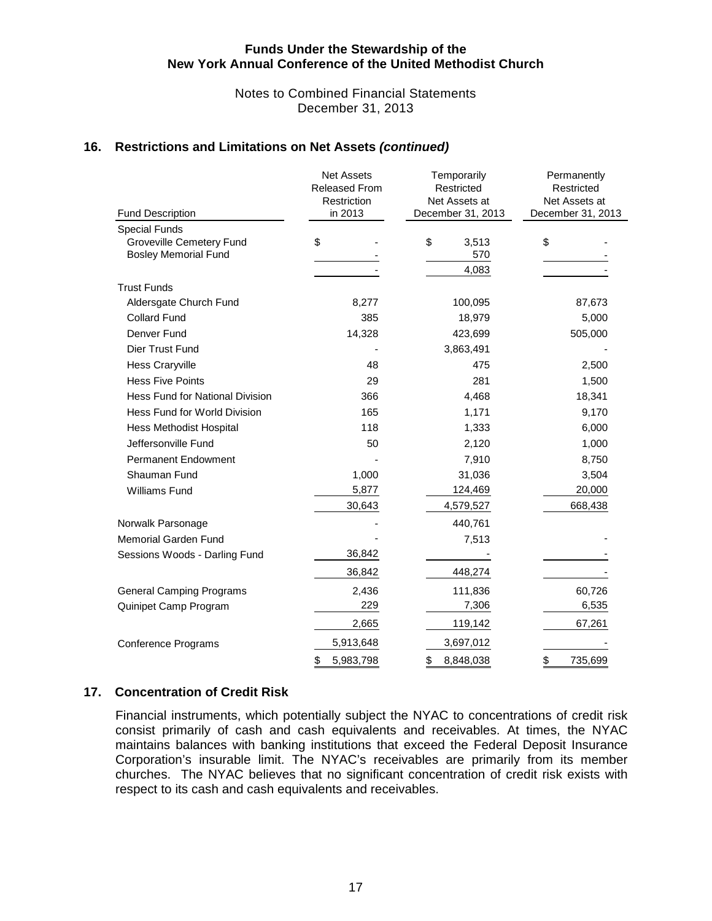**Funds Under the Stewardship of the**
**New York Annual Conference of the United Methodist Church**

Notes to Combined Financial Statements
December 31, 2013

## 16. Restrictions and Limitations on Net Assets *(continued)*

| Fund Description | Net Assets Released From Restriction in 2013 | Temporarily Restricted Net Assets at December 31, 2013 | Permanently Restricted Net Assets at December 31, 2013 |
|---|---|---|---|
| Special Funds | | | |
| Groveville Cemetery Fund | $ - | $ 3,513 | $ - |
| Bosley Memorial Fund | - | 570 | - |
| | - | 4,083 | - |
| Trust Funds | | | |
| Aldersgate Church Fund | 8,277 | 100,095 | 87,673 |
| Collard Fund | 385 | 18,979 | 5,000 |
| Denver Fund | 14,328 | 423,699 | 505,000 |
| Dier Trust Fund | - | 3,863,491 | - |
| Hess Craryville | 48 | 475 | 2,500 |
| Hess Five Points | 29 | 281 | 1,500 |
| Hess Fund for National Division | 366 | 4,468 | 18,341 |
| Hess Fund for World Division | 165 | 1,171 | 9,170 |
| Hess Methodist Hospital | 118 | 1,333 | 6,000 |
| Jeffersonville Fund | 50 | 2,120 | 1,000 |
| Permanent Endowment | - | 7,910 | 8,750 |
| Shauman Fund | 1,000 | 31,036 | 3,504 |
| Williams Fund | 5,877 | 124,469 | 20,000 |
| | 30,643 | 4,579,527 | 668,438 |
| Norwalk Parsonage | - | 440,761 | |
| Memorial Garden Fund | - | 7,513 | - |
| Sessions Woods - Darling Fund | 36,842 | - | - |
| | 36,842 | 448,274 | - |
| General Camping Programs | 2,436 | 111,836 | 60,726 |
| Quinipet Camp Program | 229 | 7,306 | 6,535 |
| | 2,665 | 119,142 | 67,261 |
| Conference Programs | 5,913,648 | 3,697,012 | - |
| | $ 5,983,798 | $ 8,848,038 | $ 735,699 |

## 17. Concentration of Credit Risk

Financial instruments, which potentially subject the NYAC to concentrations of credit risk consist primarily of cash and cash equivalents and receivables. At times, the NYAC maintains balances with banking institutions that exceed the Federal Deposit Insurance Corporation's insurable limit. The NYAC's receivables are primarily from its member churches. The NYAC believes that no significant concentration of credit risk exists with respect to its cash and cash equivalents and receivables.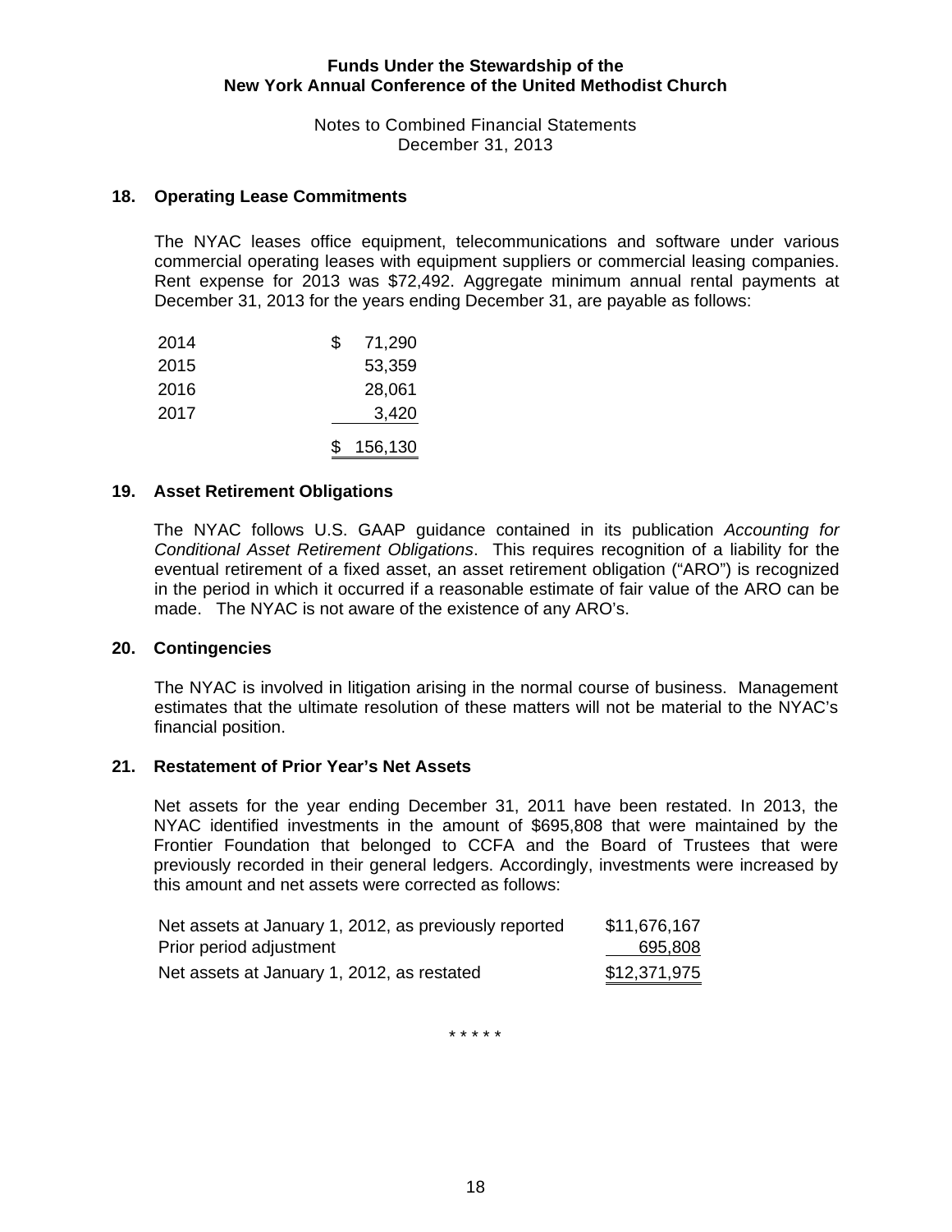## 18. Operating Lease Commitments

The NYAC leases office equipment, telecommunications and software under various commercial operating leases with equipment suppliers or commercial leasing companies. Rent expense for 2013 was $72,492. Aggregate minimum annual rental payments at December 31, 2013 for the years ending December 31, are payable as follows:

| | |
|---|---|
| 2014 | $ 71,290 |
| 2015 | 53,359 |
| 2016 | 28,061 |
| 2017 | 3,420 |
| | $ 156,130 |

## 19. Asset Retirement Obligations

The NYAC follows U.S. GAAP guidance contained in its publication *Accounting for Conditional Asset Retirement Obligations*. This requires recognition of a liability for the eventual retirement of a fixed asset, an asset retirement obligation ("ARO") is recognized in the period in which it occurred if a reasonable estimate of fair value of the ARO can be made. The NYAC is not aware of the existence of any ARO's.

## 20. Contingencies

The NYAC is involved in litigation arising in the normal course of business. Management estimates that the ultimate resolution of these matters will not be material to the NYAC's financial position.

## 21. Restatement of Prior Year's Net Assets

Net assets for the year ending December 31, 2011 have been restated. In 2013, the NYAC identified investments in the amount of $695,808 that were maintained by the Frontier Foundation that belonged to CCFA and the Board of Trustees that were previously recorded in their general ledgers. Accordingly, investments were increased by this amount and net assets were corrected as follows:

| | |
|---|---|
| Net assets at January 1, 2012, as previously reported | $11,676,167 |
| Prior period adjustment | 695,808 |
| Net assets at January 1, 2012, as restated | $12,371,975 |

\* \* \* \* \*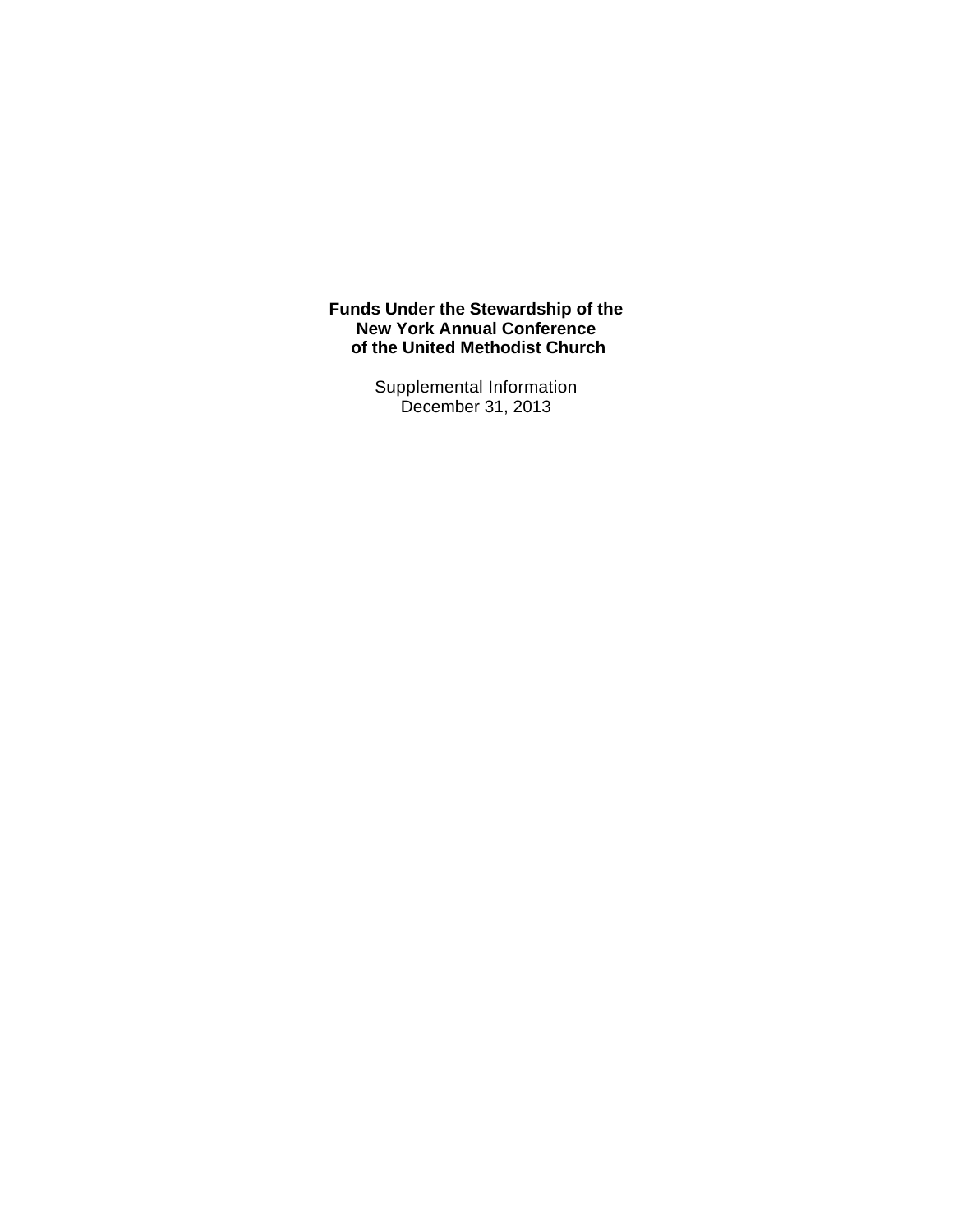**Funds Under the Stewardship of the**
**New York Annual Conference**
**of the United Methodist Church**

Supplemental Information
December 31, 2013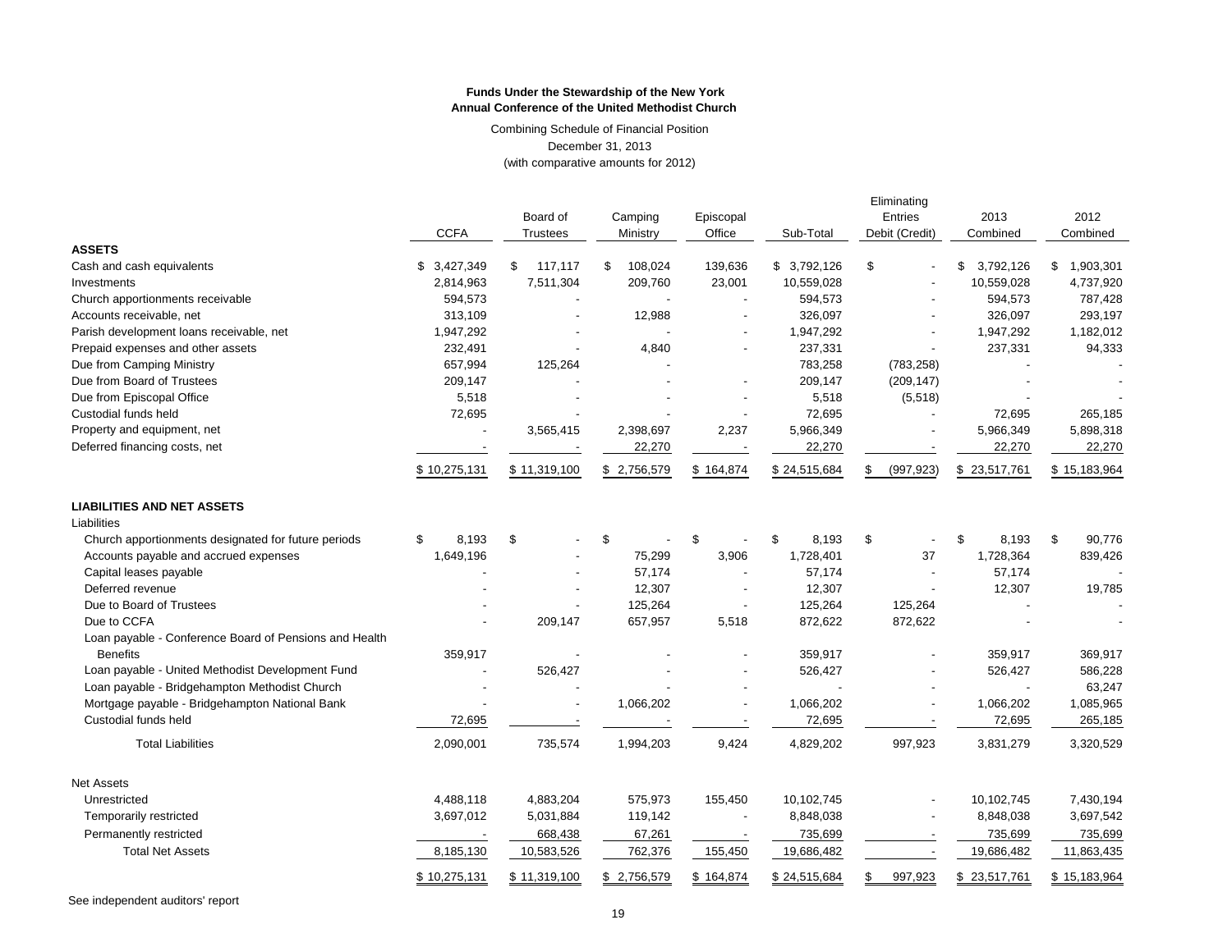**Funds Under the Stewardship of the New York Annual Conference of the United Methodist Church**

Combining Schedule of Financial Position
December 31, 2013
(with comparative amounts for 2012)

| | CCFA | Board of Trustees | Camping Ministry | Episcopal Office | Sub-Total | Eliminating Entries Debit (Credit) | 2013 Combined | 2012 Combined |
|---|---|---|---|---|---|---|---|---|
| **ASSETS** | | | | | | | | |
| Cash and cash equivalents | $ 3,427,349 | $ 117,117 | $ 108,024 | 139,636 | $ 3,792,126 | $ - | $ 3,792,126 | $ 1,903,301 |
| Investments | 2,814,963 | 7,511,304 | 209,760 | 23,001 | 10,559,028 | - | 10,559,028 | 4,737,920 |
| Church apportionments receivable | 594,573 | - | - | - | 594,573 | - | 594,573 | 787,428 |
| Accounts receivable, net | 313,109 | - | 12,988 | - | 326,097 | - | 326,097 | 293,197 |
| Parish development loans receivable, net | 1,947,292 | - | - | - | 1,947,292 | - | 1,947,292 | 1,182,012 |
| Prepaid expenses and other assets | 232,491 | - | 4,840 | - | 237,331 | - | 237,331 | 94,333 |
| Due from Camping Ministry | 657,994 | 125,264 | - | | 783,258 | (783,258) | - | - |
| Due from Board of Trustees | 209,147 | - | - | - | 209,147 | (209,147) | - | - |
| Due from Episcopal Office | 5,518 | - | - | - | 5,518 | (5,518) | | - |
| Custodial funds held | 72,695 | - | - | - | 72,695 | - | 72,695 | 265,185 |
| Property and equipment, net | - | 3,565,415 | 2,398,697 | 2,237 | 5,966,349 | - | 5,966,349 | 5,898,318 |
| Deferred financing costs, net | - | - | 22,270 | - | 22,270 | - | 22,270 | 22,270 |
| | $ 10,275,131 | $ 11,319,100 | $ 2,756,579 | $ 164,874 | $ 24,515,684 | $ (997,923) | $ 23,517,761 | $ 15,183,964 |
| **LIABILITIES AND NET ASSETS** | | | | | | | | |
| Liabilities | | | | | | | | |
| Church apportionments designated for future periods | $ 8,193 | $ - | $ - | $ - | $ 8,193 | $ - | $ 8,193 | $ 90,776 |
| Accounts payable and accrued expenses | 1,649,196 | - | 75,299 | 3,906 | 1,728,401 | 37 | 1,728,364 | 839,426 |
| Capital leases payable | - | - | 57,174 | - | 57,174 | - | 57,174 | - |
| Deferred revenue | - | - | 12,307 | - | 12,307 | - | 12,307 | 19,785 |
| Due to Board of Trustees | - | - | 125,264 | - | 125,264 | 125,264 | - | - |
| Due to CCFA | - | 209,147 | 657,957 | 5,518 | 872,622 | 872,622 | - | - |
| Loan payable - Conference Board of Pensions and Health Benefits | 359,917 | - | - | - | 359,917 | - | 359,917 | 369,917 |
| Loan payable - United Methodist Development Fund | - | 526,427 | - | - | 526,427 | - | 526,427 | 586,228 |
| Loan payable - Bridgehampton Methodist Church | - | - | - | - | - | - | - | 63,247 |
| Mortgage payable - Bridgehampton National Bank | - | - | 1,066,202 | - | 1,066,202 | - | 1,066,202 | 1,085,965 |
| Custodial funds held | 72,695 | - | - | - | 72,695 | - | 72,695 | 265,185 |
| Total Liabilities | 2,090,001 | 735,574 | 1,994,203 | 9,424 | 4,829,202 | 997,923 | 3,831,279 | 3,320,529 |
| Net Assets | | | | | | | | |
| Unrestricted | 4,488,118 | 4,883,204 | 575,973 | 155,450 | 10,102,745 | - | 10,102,745 | 7,430,194 |
| Temporarily restricted | 3,697,012 | 5,031,884 | 119,142 | - | 8,848,038 | - | 8,848,038 | 3,697,542 |
| Permanently restricted | - | 668,438 | 67,261 | - | 735,699 | - | 735,699 | 735,699 |
| Total Net Assets | 8,185,130 | 10,583,526 | 762,376 | 155,450 | 19,686,482 | - | 19,686,482 | 11,863,435 |
| | $ 10,275,131 | $ 11,319,100 | $ 2,756,579 | $ 164,874 | $ 24,515,684 | $ 997,923 | $ 23,517,761 | $ 15,183,964 |

See independent auditors' report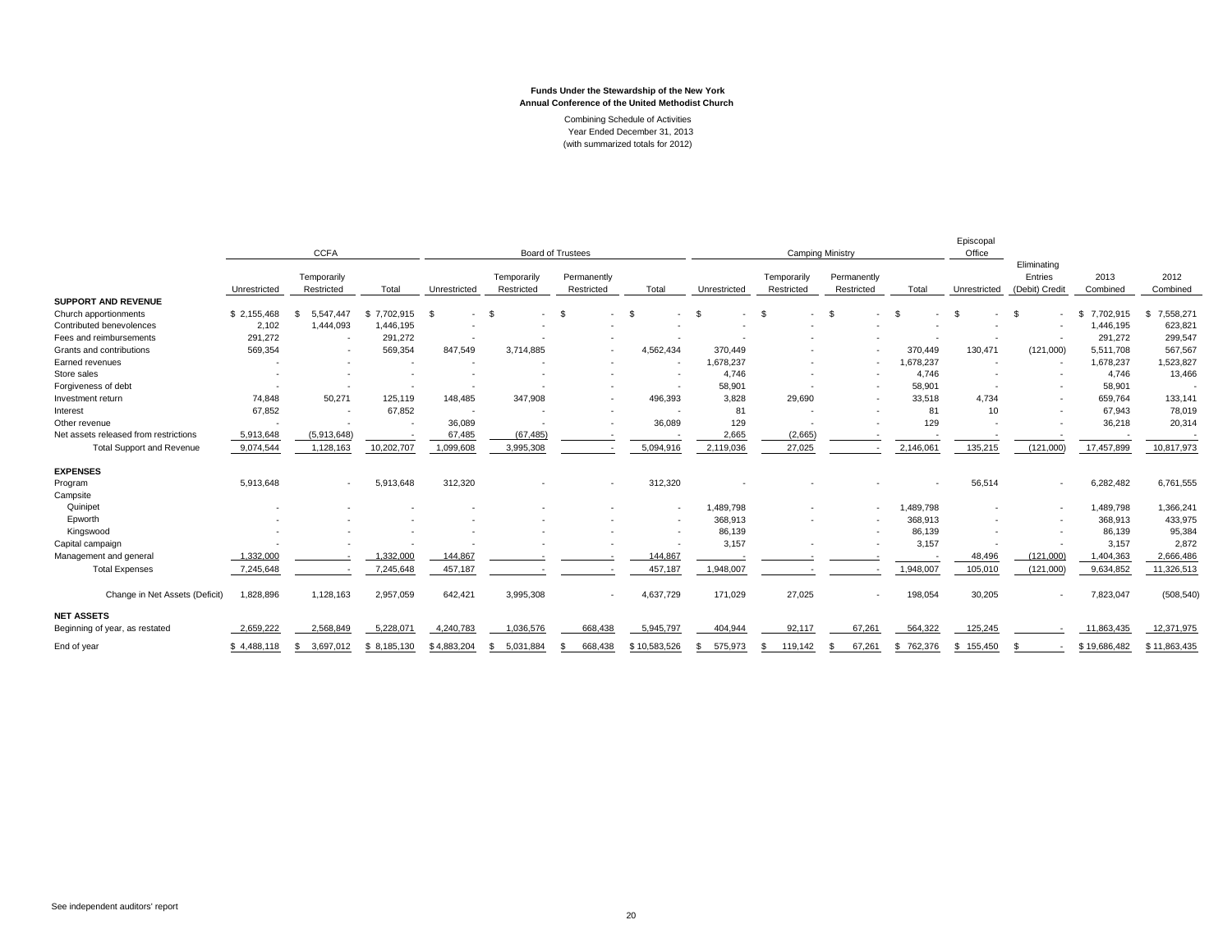**Funds Under the Stewardship of the New York Annual Conference of the United Methodist Church**

Combining Schedule of Activities
Year Ended December 31, 2013
(with summarized totals for 2012)

| | CCFA | | | Board of Trustees | | | | Camping Ministry | | | | Episcopal Office | | | |
|---|---|---|---|---|---|---|---|---|---|---|---|---|---|---|---|
| | Unrestricted | Temporarily Restricted | Total | Unrestricted | Temporarily Restricted | Permanently Restricted | Total | Unrestricted | Temporarily Restricted | Permanently Restricted | Total | Unrestricted | Eliminating Entries (Debit) Credit | 2013 Combined | 2012 Combined |
| **SUPPORT AND REVENUE** | | | | | | | | | | | | | | | |
| Church apportionments | $ 2,155,468 | $ 5,547,447 | $ 7,702,915 | $ - | $ - | $ - | $ - | $ - | $ - | $ - | $ - | $ - | $ - | $ 7,702,915 | $ 7,558,271 |
| Contributed benevolences | 2,102 | 1,444,093 | 1,446,195 | - | - | - | - | - | - | - | - | - | - | 1,446,195 | 623,821 |
| Fees and reimbursements | 291,272 | - | 291,272 | - | - | - | - | - | - | - | - | - | - | 291,272 | 299,547 |
| Grants and contributions | 569,354 | - | 569,354 | 847,549 | 3,714,885 | - | 4,562,434 | 370,449 | - | - | 370,449 | 130,471 | (121,000) | 5,511,708 | 567,567 |
| Earned revenues | - | - | - | - | - | - | - | 1,678,237 | - | - | 1,678,237 | - | - | 1,678,237 | 1,523,827 |
| Store sales | - | - | - | - | - | - | - | 4,746 | - | - | 4,746 | - | - | 4,746 | 13,466 |
| Forgiveness of debt | - | - | - | - | - | - | - | 58,901 | - | - | 58,901 | - | - | 58,901 | - |
| Investment return | 74,848 | 50,271 | 125,119 | 148,485 | 347,908 | - | 496,393 | 3,828 | 29,690 | - | 33,518 | 4,734 | - | 659,764 | 133,141 |
| Interest | 67,852 | - | 67,852 | - | - | - | - | 81 | - | - | 81 | 10 | - | 67,943 | 78,019 |
| Other revenue | - | - | - | 36,089 | - | - | 36,089 | 129 | - | - | 129 | - | - | 36,218 | 20,314 |
| Net assets released from restrictions | 5,913,648 | (5,913,648) | - | 67,485 | (67,485) | - | - | 2,665 | (2,665) | - | - | - | - | - | - |
| Total Support and Revenue | 9,074,544 | 1,128,163 | 10,202,707 | 1,099,608 | 3,995,308 | - | 5,094,916 | 2,119,036 | 27,025 | - | 2,146,061 | 135,215 | (121,000) | 17,457,899 | 10,817,973 |
| **EXPENSES** | | | | | | | | | | | | | | | |
| Program | 5,913,648 | - | 5,913,648 | 312,320 | - | - | 312,320 | - | - | - | - | 56,514 | - | 6,282,482 | 6,761,555 |
| Campsite | | | | | | | | | | | | | | | |
| Quinipet | - | - | - | - | - | - | - | 1,489,798 | - | - | 1,489,798 | - | - | 1,489,798 | 1,366,241 |
| Epworth | - | - | - | - | - | - | - | 368,913 | - | - | 368,913 | - | - | 368,913 | 433,975 |
| Kingswood | - | - | - | - | - | - | - | 86,139 | - | - | 86,139 | - | - | 86,139 | 95,384 |
| Capital campaign | - | - | - | - | - | - | - | 3,157 | - | - | 3,157 | - | - | 3,157 | 2,872 |
| Management and general | 1,332,000 | - | 1,332,000 | 144,867 | - | - | 144,867 | - | - | - | - | 48,496 | (121,000) | 1,404,363 | 2,666,486 |
| Total Expenses | 7,245,648 | - | 7,245,648 | 457,187 | - | - | 457,187 | 1,948,007 | - | - | 1,948,007 | 105,010 | (121,000) | 9,634,852 | 11,326,513 |
| Change in Net Assets (Deficit) | 1,828,896 | 1,128,163 | 2,957,059 | 642,421 | 3,995,308 | - | 4,637,729 | 171,029 | 27,025 | - | 198,054 | 30,205 | - | 7,823,047 | (508,540) |
| **NET ASSETS** | | | | | | | | | | | | | | | |
| Beginning of year, as restated | 2,659,222 | 2,568,849 | 5,228,071 | 4,240,783 | 1,036,576 | 668,438 | 5,945,797 | 404,944 | 92,117 | 67,261 | 564,322 | 125,245 | - | 11,863,435 | 12,371,975 |
| End of year | $ 4,488,118 | $ 3,697,012 | $ 8,185,130 | $ 4,883,204 | $ 5,031,884 | $ 668,438 | $ 10,583,526 | $ 575,973 | $ 119,142 | $ 67,261 | $ 762,376 | $ 155,450 | $ - | $ 19,686,482 | $ 11,863,435 |

See independent auditors' report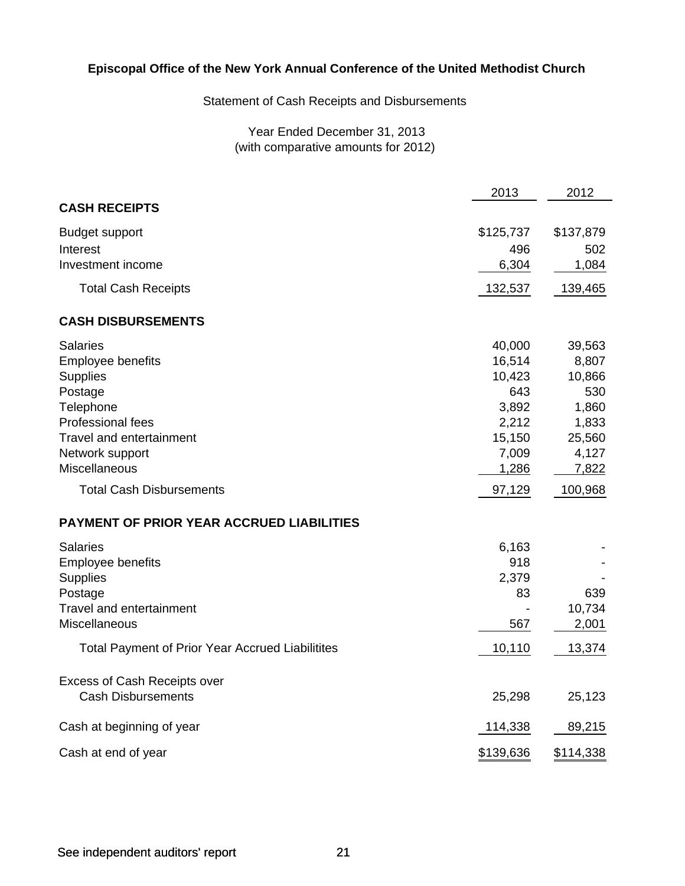**Episcopal Office of the New York Annual Conference of the United Methodist Church**

Statement of Cash Receipts and Disbursements

Year Ended December 31, 2013
(with comparative amounts for 2012)

| | 2013 | 2012 |
|---|---|---|
| **CASH RECEIPTS** | | |
| Budget support | $125,737 | $137,879 |
| Interest | 496 | 502 |
| Investment income | 6,304 | 1,084 |
| Total Cash Receipts | 132,537 | 139,465 |
| **CASH DISBURSEMENTS** | | |
| Salaries | 40,000 | 39,563 |
| Employee benefits | 16,514 | 8,807 |
| Supplies | 10,423 | 10,866 |
| Postage | 643 | 530 |
| Telephone | 3,892 | 1,860 |
| Professional fees | 2,212 | 1,833 |
| Travel and entertainment | 15,150 | 25,560 |
| Network support | 7,009 | 4,127 |
| Miscellaneous | 1,286 | 7,822 |
| Total Cash Disbursements | 97,129 | 100,968 |
| **PAYMENT OF PRIOR YEAR ACCRUED LIABILITIES** | | |
| Salaries | 6,163 | - |
| Employee benefits | 918 | - |
| Supplies | 2,379 | - |
| Postage | 83 | 639 |
| Travel and entertainment | - | 10,734 |
| Miscellaneous | 567 | 2,001 |
| Total Payment of Prior Year Accrued Liabilitites | 10,110 | 13,374 |
| Excess of Cash Receipts over Cash Disbursements | 25,298 | 25,123 |
| Cash at beginning of year | 114,338 | 89,215 |
| Cash at end of year | $139,636 | $114,338 |

See independent auditors' report